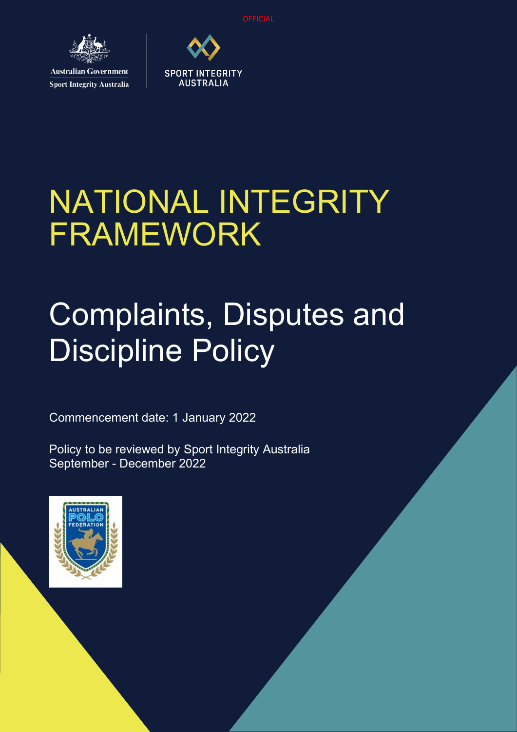OFFICIAL

Australian Government
Sport Integrity Australia

SPORT INTEGRITY AUSTRALIA

# NATIONAL INTEGRITY FRAMEWORK

# Complaints, Disputes and Discipline Policy

Commencement date: 1 January 2022

Policy to be reviewed by Sport Integrity Australia
September - December 2022

AUSTRALIAN POLO FEDERATION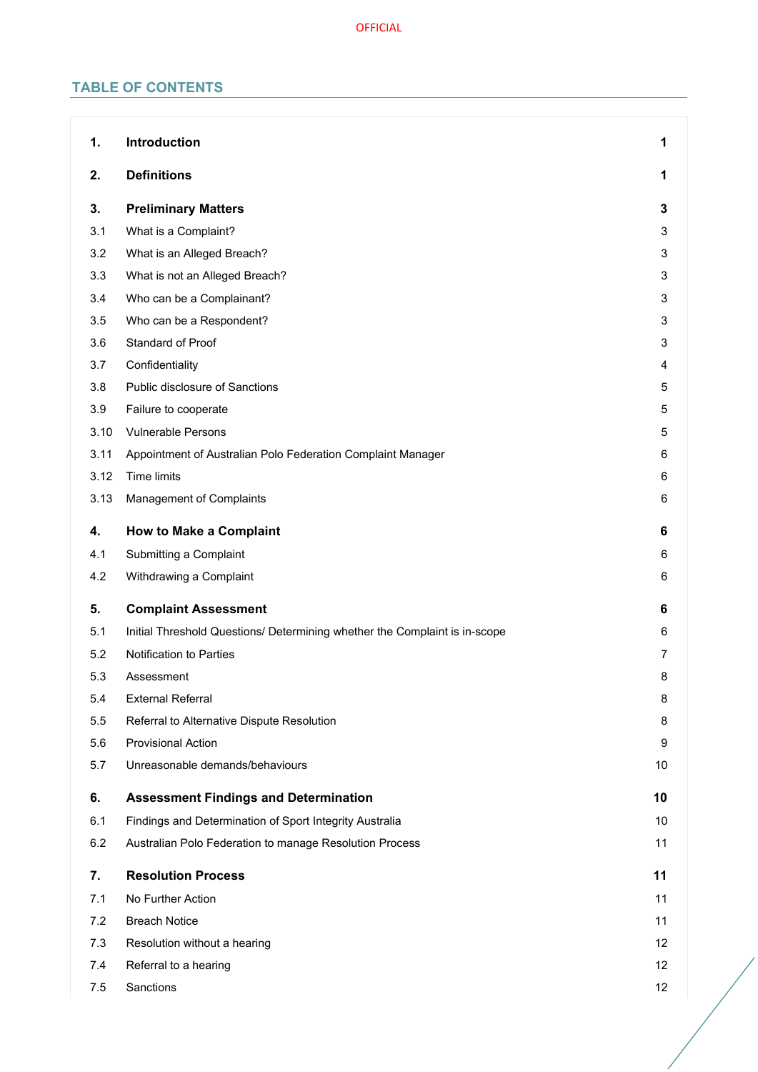## TABLE OF CONTENTS

| | | |
|---|---|---|
| **1.** | **Introduction** | **1** |
| **2.** | **Definitions** | **1** |
| **3.** | **Preliminary Matters** | **3** |
| 3.1 | What is a Complaint? | 3 |
| 3.2 | What is an Alleged Breach? | 3 |
| 3.3 | What is not an Alleged Breach? | 3 |
| 3.4 | Who can be a Complainant? | 3 |
| 3.5 | Who can be a Respondent? | 3 |
| 3.6 | Standard of Proof | 3 |
| 3.7 | Confidentiality | 4 |
| 3.8 | Public disclosure of Sanctions | 5 |
| 3.9 | Failure to cooperate | 5 |
| 3.10 | Vulnerable Persons | 5 |
| 3.11 | Appointment of Australian Polo Federation Complaint Manager | 6 |
| 3.12 | Time limits | 6 |
| 3.13 | Management of Complaints | 6 |
| **4.** | **How to Make a Complaint** | **6** |
| 4.1 | Submitting a Complaint | 6 |
| 4.2 | Withdrawing a Complaint | 6 |
| **5.** | **Complaint Assessment** | **6** |
| 5.1 | Initial Threshold Questions/ Determining whether the Complaint is in-scope | 6 |
| 5.2 | Notification to Parties | 7 |
| 5.3 | Assessment | 8 |
| 5.4 | External Referral | 8 |
| 5.5 | Referral to Alternative Dispute Resolution | 8 |
| 5.6 | Provisional Action | 9 |
| 5.7 | Unreasonable demands/behaviours | 10 |
| **6.** | **Assessment Findings and Determination** | **10** |
| 6.1 | Findings and Determination of Sport Integrity Australia | 10 |
| 6.2 | Australian Polo Federation to manage Resolution Process | 11 |
| **7.** | **Resolution Process** | **11** |
| 7.1 | No Further Action | 11 |
| 7.2 | Breach Notice | 11 |
| 7.3 | Resolution without a hearing | 12 |
| 7.4 | Referral to a hearing | 12 |
| 7.5 | Sanctions | 12 |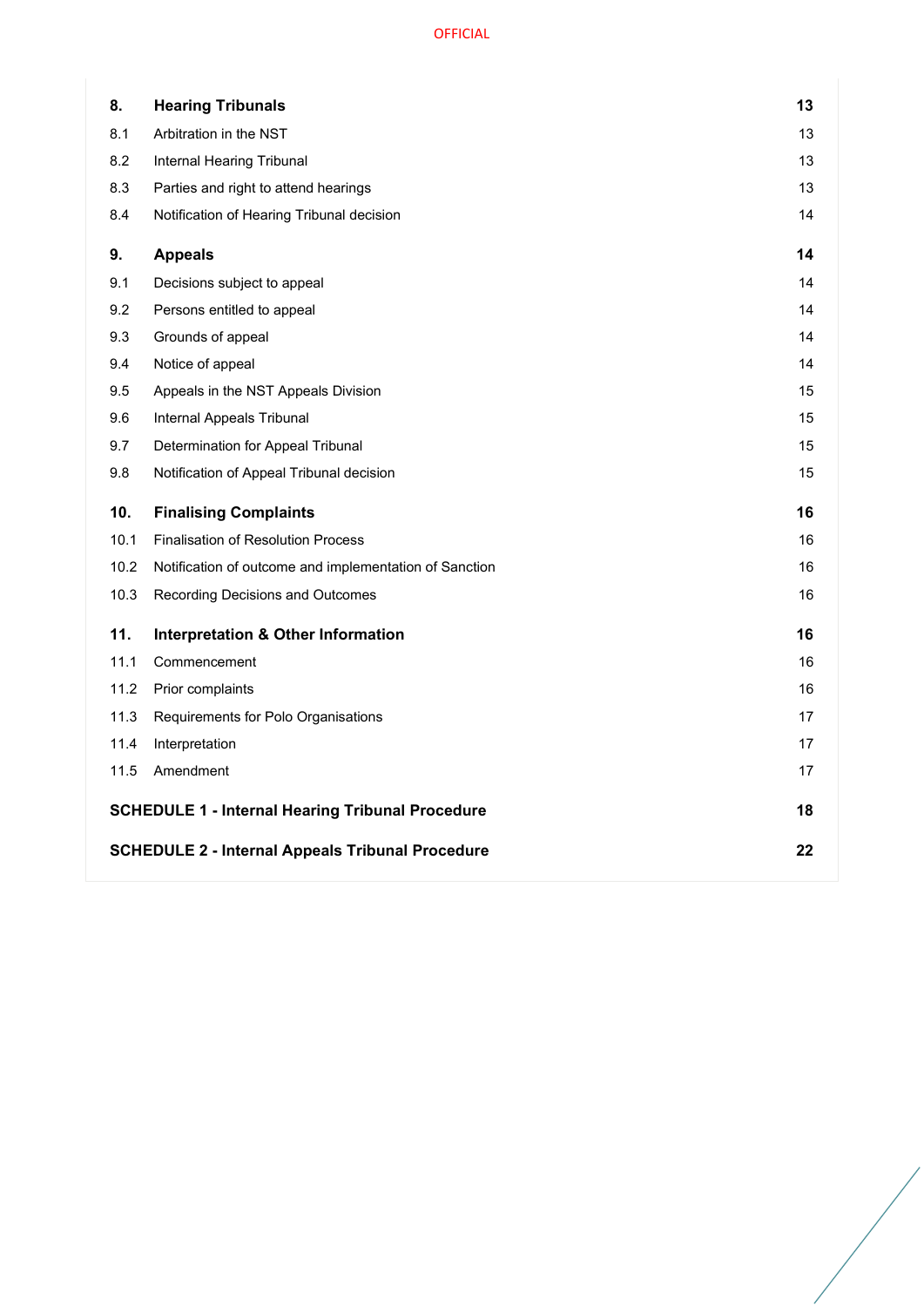| | | |
|---|---|---|
| **8.** | **Hearing Tribunals** | **13** |
| 8.1 | Arbitration in the NST | 13 |
| 8.2 | Internal Hearing Tribunal | 13 |
| 8.3 | Parties and right to attend hearings | 13 |
| 8.4 | Notification of Hearing Tribunal decision | 14 |
| **9.** | **Appeals** | **14** |
| 9.1 | Decisions subject to appeal | 14 |
| 9.2 | Persons entitled to appeal | 14 |
| 9.3 | Grounds of appeal | 14 |
| 9.4 | Notice of appeal | 14 |
| 9.5 | Appeals in the NST Appeals Division | 15 |
| 9.6 | Internal Appeals Tribunal | 15 |
| 9.7 | Determination for Appeal Tribunal | 15 |
| 9.8 | Notification of Appeal Tribunal decision | 15 |
| **10.** | **Finalising Complaints** | **16** |
| 10.1 | Finalisation of Resolution Process | 16 |
| 10.2 | Notification of outcome and implementation of Sanction | 16 |
| 10.3 | Recording Decisions and Outcomes | 16 |
| **11.** | **Interpretation & Other Information** | **16** |
| 11.1 | Commencement | 16 |
| 11.2 | Prior complaints | 16 |
| 11.3 | Requirements for Polo Organisations | 17 |
| 11.4 | Interpretation | 17 |
| 11.5 | Amendment | 17 |
| **SCHEDULE 1 - Internal Hearing Tribunal Procedure** | | **18** |
| **SCHEDULE 2 - Internal Appeals Tribunal Procedure** | | **22** |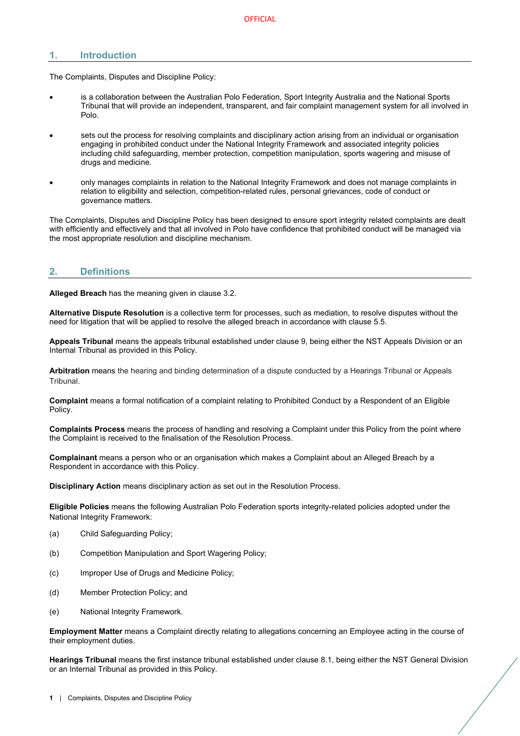## 1. Introduction

The Complaints, Disputes and Discipline Policy:

- is a collaboration between the Australian Polo Federation, Sport Integrity Australia and the National Sports Tribunal that will provide an independent, transparent, and fair complaint management system for all involved in Polo.
- sets out the process for resolving complaints and disciplinary action arising from an individual or organisation engaging in prohibited conduct under the National Integrity Framework and associated integrity policies including child safeguarding, member protection, competition manipulation, sports wagering and misuse of drugs and medicine.
- only manages complaints in relation to the National Integrity Framework and does not manage complaints in relation to eligibility and selection, competition-related rules, personal grievances, code of conduct or governance matters.

The Complaints, Disputes and Discipline Policy has been designed to ensure sport integrity related complaints are dealt with efficiently and effectively and that all involved in Polo have confidence that prohibited conduct will be managed via the most appropriate resolution and discipline mechanism.

## 2. Definitions

**Alleged Breach** has the meaning given in clause 3.2.

**Alternative Dispute Resolution** is a collective term for processes, such as mediation, to resolve disputes without the need for litigation that will be applied to resolve the alleged breach in accordance with clause 5.5.

**Appeals Tribunal** means the appeals tribunal established under clause 9, being either the NST Appeals Division or an Internal Tribunal as provided in this Policy.

**Arbitration** means the hearing and binding determination of a dispute conducted by a Hearings Tribunal or Appeals Tribunal.

**Complaint** means a formal notification of a complaint relating to Prohibited Conduct by a Respondent of an Eligible Policy.

**Complaints Process** means the process of handling and resolving a Complaint under this Policy from the point where the Complaint is received to the finalisation of the Resolution Process.

**Complainant** means a person who or an organisation which makes a Complaint about an Alleged Breach by a Respondent in accordance with this Policy.

**Disciplinary Action** means disciplinary action as set out in the Resolution Process.

**Eligible Policies** means the following Australian Polo Federation sports integrity-related policies adopted under the National Integrity Framework:

(a) Child Safeguarding Policy;

(b) Competition Manipulation and Sport Wagering Policy;

(c) Improper Use of Drugs and Medicine Policy;

(d) Member Protection Policy; and

(e) National Integrity Framework.

**Employment Matter** means a Complaint directly relating to allegations concerning an Employee acting in the course of their employment duties.

**Hearings Tribunal** means the first instance tribunal established under clause 8.1, being either the NST General Division or an Internal Tribunal as provided in this Policy.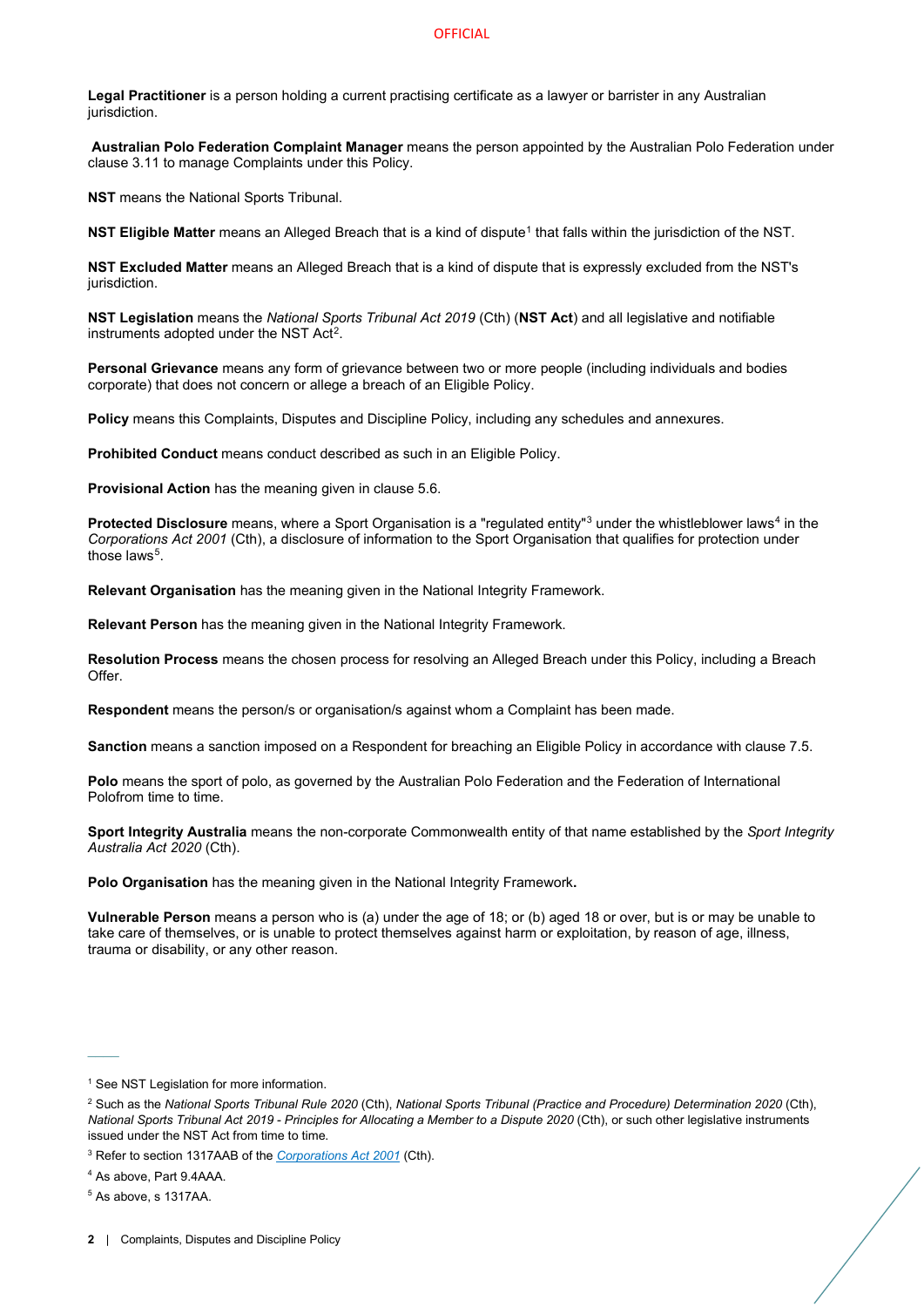**Legal Practitioner** is a person holding a current practising certificate as a lawyer or barrister in any Australian jurisdiction.

**Australian Polo Federation Complaint Manager** means the person appointed by the Australian Polo Federation under clause 3.11 to manage Complaints under this Policy.

**NST** means the National Sports Tribunal.

**NST Eligible Matter** means an Alleged Breach that is a kind of dispute[1] that falls within the jurisdiction of the NST.

**NST Excluded Matter** means an Alleged Breach that is a kind of dispute that is expressly excluded from the NST's jurisdiction.

**NST Legislation** means the *National Sports Tribunal Act 2019* (Cth) (**NST Act**) and all legislative and notifiable instruments adopted under the NST Act[2].

**Personal Grievance** means any form of grievance between two or more people (including individuals and bodies corporate) that does not concern or allege a breach of an Eligible Policy.

**Policy** means this Complaints, Disputes and Discipline Policy, including any schedules and annexures.

**Prohibited Conduct** means conduct described as such in an Eligible Policy.

**Provisional Action** has the meaning given in clause 5.6.

**Protected Disclosure** means, where a Sport Organisation is a "regulated entity"[3] under the whistleblower laws[4] in the *Corporations Act 2001* (Cth), a disclosure of information to the Sport Organisation that qualifies for protection under those laws[5].

**Relevant Organisation** has the meaning given in the National Integrity Framework.

**Relevant Person** has the meaning given in the National Integrity Framework.

**Resolution Process** means the chosen process for resolving an Alleged Breach under this Policy, including a Breach Offer.

**Respondent** means the person/s or organisation/s against whom a Complaint has been made.

**Sanction** means a sanction imposed on a Respondent for breaching an Eligible Policy in accordance with clause 7.5.

**Polo** means the sport of polo, as governed by the Australian Polo Federation and the Federation of International Polofrom time to time.

**Sport Integrity Australia** means the non-corporate Commonwealth entity of that name established by the *Sport Integrity Australia Act 2020* (Cth).

**Polo Organisation** has the meaning given in the National Integrity Framework**.**

**Vulnerable Person** means a person who is (a) under the age of 18; or (b) aged 18 or over, but is or may be unable to take care of themselves, or is unable to protect themselves against harm or exploitation, by reason of age, illness, trauma or disability, or any other reason.

---

[1] See NST Legislation for more information.

[2] Such as the *National Sports Tribunal Rule 2020* (Cth), *National Sports Tribunal (Practice and Procedure) Determination 2020* (Cth), *National Sports Tribunal Act 2019 - Principles for Allocating a Member to a Dispute 2020* (Cth), or such other legislative instruments issued under the NST Act from time to time.

[3] Refer to section 1317AAB of the *Corporations Act 2001* (Cth).

[4] As above, Part 9.4AAA.

[5] As above, s 1317AA.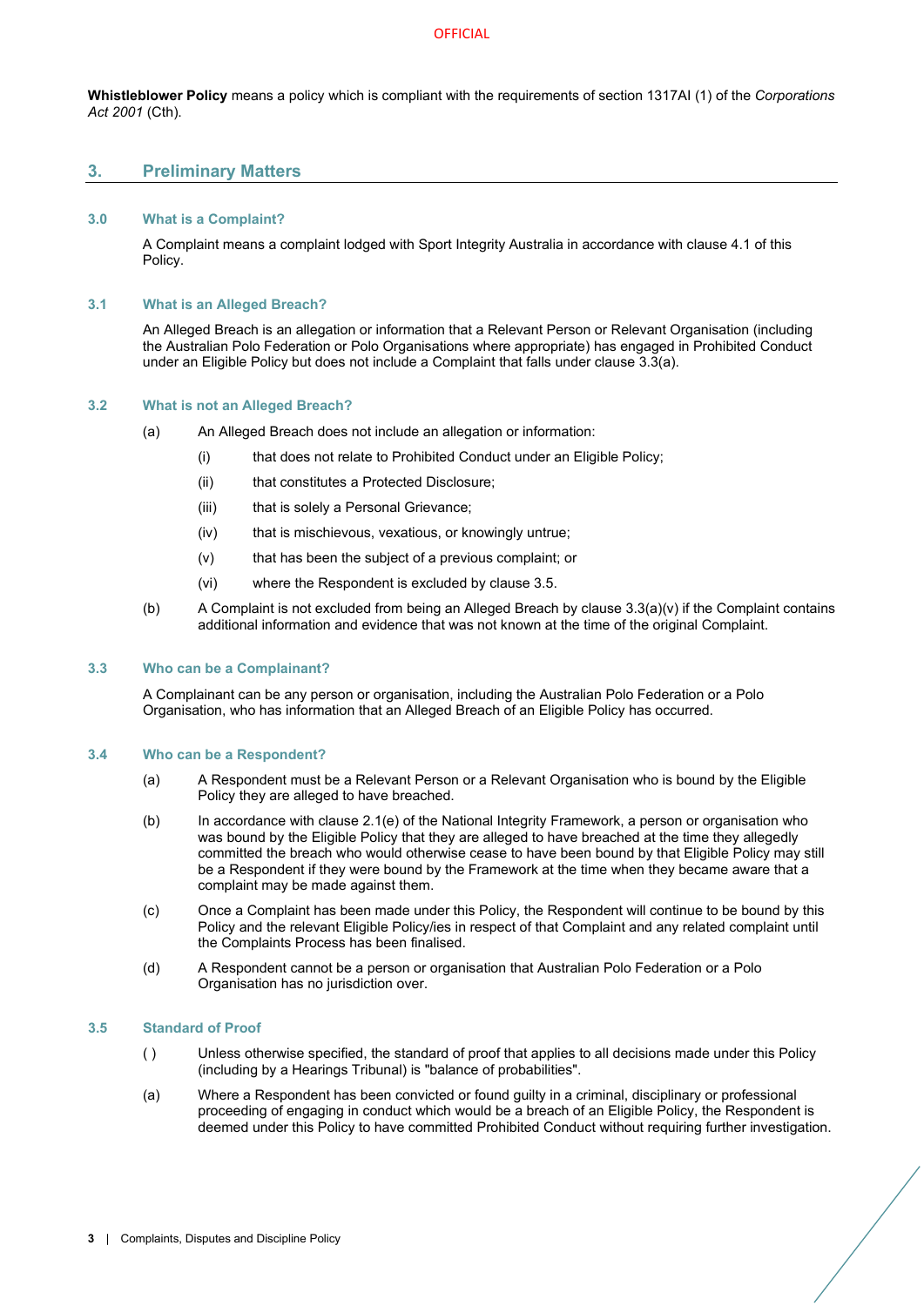**Whistleblower Policy** means a policy which is compliant with the requirements of section 1317AI (1) of the *Corporations Act 2001* (Cth).

## 3. Preliminary Matters

### 3.0 What is a Complaint?

A Complaint means a complaint lodged with Sport Integrity Australia in accordance with clause 4.1 of this Policy.

### 3.1 What is an Alleged Breach?

An Alleged Breach is an allegation or information that a Relevant Person or Relevant Organisation (including the Australian Polo Federation or Polo Organisations where appropriate) has engaged in Prohibited Conduct under an Eligible Policy but does not include a Complaint that falls under clause 3.3(a).

### 3.2 What is not an Alleged Breach?

(a) An Alleged Breach does not include an allegation or information:

- (i) that does not relate to Prohibited Conduct under an Eligible Policy;
- (ii) that constitutes a Protected Disclosure;
- (iii) that is solely a Personal Grievance;
- (iv) that is mischievous, vexatious, or knowingly untrue;
- (v) that has been the subject of a previous complaint; or
- (vi) where the Respondent is excluded by clause 3.5.

(b) A Complaint is not excluded from being an Alleged Breach by clause 3.3(a)(v) if the Complaint contains additional information and evidence that was not known at the time of the original Complaint.

### 3.3 Who can be a Complainant?

A Complainant can be any person or organisation, including the Australian Polo Federation or a Polo Organisation, who has information that an Alleged Breach of an Eligible Policy has occurred.

### 3.4 Who can be a Respondent?

(a) A Respondent must be a Relevant Person or a Relevant Organisation who is bound by the Eligible Policy they are alleged to have breached.

(b) In accordance with clause 2.1(e) of the National Integrity Framework, a person or organisation who was bound by the Eligible Policy that they are alleged to have breached at the time they allegedly committed the breach who would otherwise cease to have been bound by that Eligible Policy may still be a Respondent if they were bound by the Framework at the time when they became aware that a complaint may be made against them.

(c) Once a Complaint has been made under this Policy, the Respondent will continue to be bound by this Policy and the relevant Eligible Policy/ies in respect of that Complaint and any related complaint until the Complaints Process has been finalised.

(d) A Respondent cannot be a person or organisation that Australian Polo Federation or a Polo Organisation has no jurisdiction over.

### 3.5 Standard of Proof

( ) Unless otherwise specified, the standard of proof that applies to all decisions made under this Policy (including by a Hearings Tribunal) is "balance of probabilities".

(a) Where a Respondent has been convicted or found guilty in a criminal, disciplinary or professional proceeding of engaging in conduct which would be a breach of an Eligible Policy, the Respondent is deemed under this Policy to have committed Prohibited Conduct without requiring further investigation.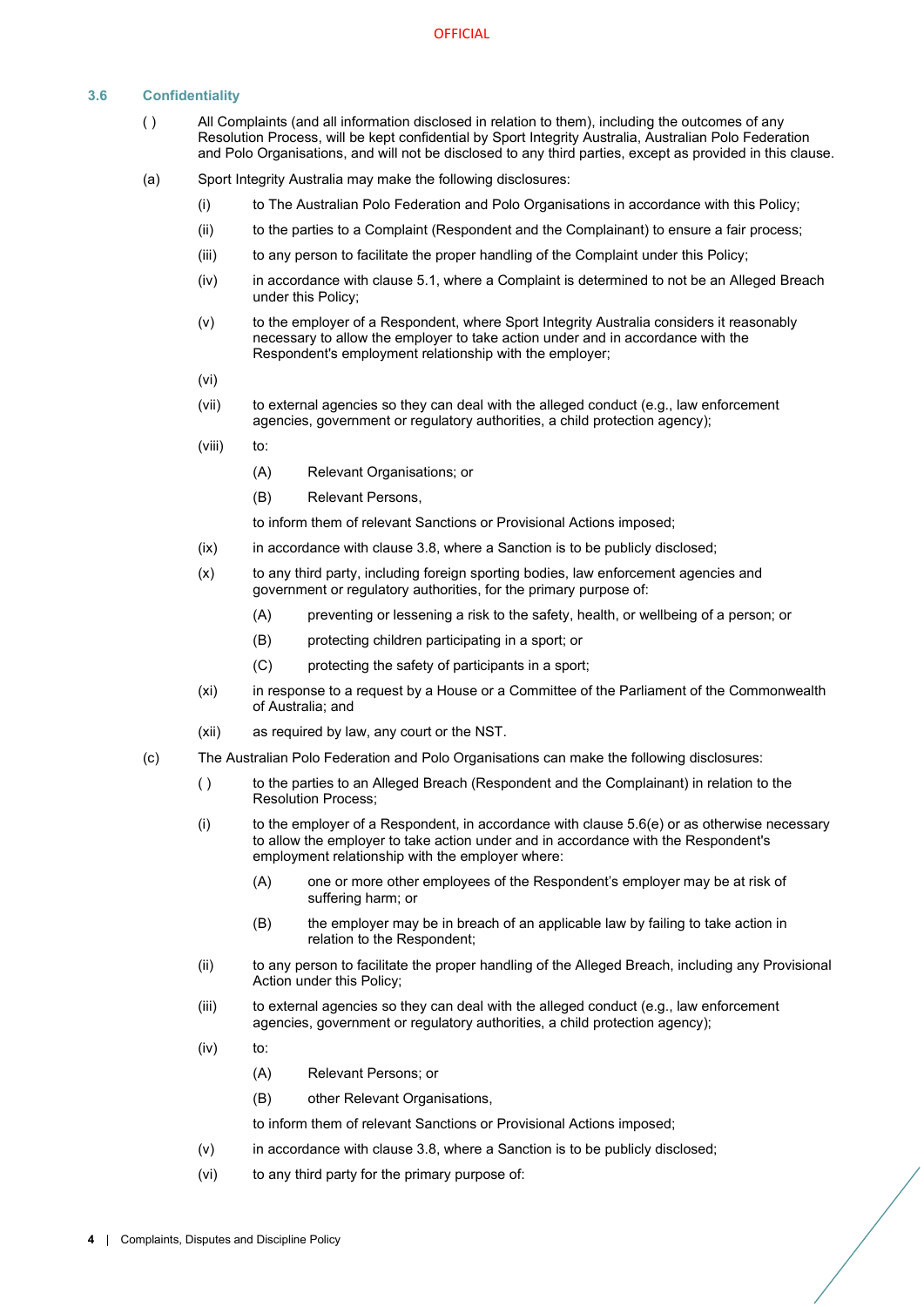### 3.6 Confidentiality

( ) All Complaints (and all information disclosed in relation to them), including the outcomes of any Resolution Process, will be kept confidential by Sport Integrity Australia, Australian Polo Federation and Polo Organisations, and will not be disclosed to any third parties, except as provided in this clause.

(a) Sport Integrity Australia may make the following disclosures:

- (i) to The Australian Polo Federation and Polo Organisations in accordance with this Policy;
- (ii) to the parties to a Complaint (Respondent and the Complainant) to ensure a fair process;
- (iii) to any person to facilitate the proper handling of the Complaint under this Policy;
- (iv) in accordance with clause 5.1, where a Complaint is determined to not be an Alleged Breach under this Policy;
- (v) to the employer of a Respondent, where Sport Integrity Australia considers it reasonably necessary to allow the employer to take action under and in accordance with the Respondent's employment relationship with the employer;
- (vi)
- (vii) to external agencies so they can deal with the alleged conduct (e.g., law enforcement agencies, government or regulatory authorities, a child protection agency);
- (viii) to:
  - (A) Relevant Organisations; or
  - (B) Relevant Persons,

  to inform them of relevant Sanctions or Provisional Actions imposed;
- (ix) in accordance with clause 3.8, where a Sanction is to be publicly disclosed;
- (x) to any third party, including foreign sporting bodies, law enforcement agencies and government or regulatory authorities, for the primary purpose of:
  - (A) preventing or lessening a risk to the safety, health, or wellbeing of a person; or
  - (B) protecting children participating in a sport; or
  - (C) protecting the safety of participants in a sport;
- (xi) in response to a request by a House or a Committee of the Parliament of the Commonwealth of Australia; and
- (xii) as required by law, any court or the NST.

(c) The Australian Polo Federation and Polo Organisations can make the following disclosures:

- ( ) to the parties to an Alleged Breach (Respondent and the Complainant) in relation to the Resolution Process;
- (i) to the employer of a Respondent, in accordance with clause 5.6(e) or as otherwise necessary to allow the employer to take action under and in accordance with the Respondent's employment relationship with the employer where:
  - (A) one or more other employees of the Respondent's employer may be at risk of suffering harm; or
  - (B) the employer may be in breach of an applicable law by failing to take action in relation to the Respondent;
- (ii) to any person to facilitate the proper handling of the Alleged Breach, including any Provisional Action under this Policy;
- (iii) to external agencies so they can deal with the alleged conduct (e.g., law enforcement agencies, government or regulatory authorities, a child protection agency);
- (iv) to:
  - (A) Relevant Persons; or
  - (B) other Relevant Organisations,

  to inform them of relevant Sanctions or Provisional Actions imposed;
- (v) in accordance with clause 3.8, where a Sanction is to be publicly disclosed;
- (vi) to any third party for the primary purpose of: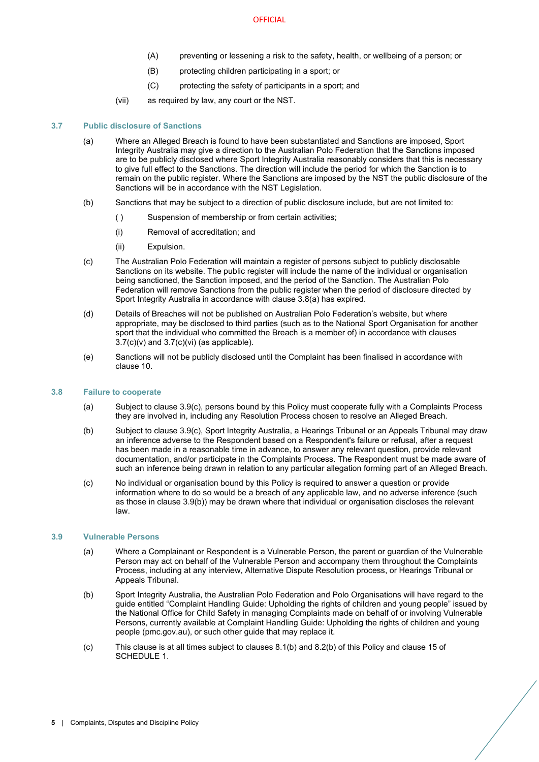(A) preventing or lessening a risk to the safety, health, or wellbeing of a person; or

(B) protecting children participating in a sport; or

(C) protecting the safety of participants in a sport; and

(vii) as required by law, any court or the NST.

### 3.7 Public disclosure of Sanctions

(a) Where an Alleged Breach is found to have been substantiated and Sanctions are imposed, Sport Integrity Australia may give a direction to the Australian Polo Federation that the Sanctions imposed are to be publicly disclosed where Sport Integrity Australia reasonably considers that this is necessary to give full effect to the Sanctions. The direction will include the period for which the Sanction is to remain on the public register. Where the Sanctions are imposed by the NST the public disclosure of the Sanctions will be in accordance with the NST Legislation.

(b) Sanctions that may be subject to a direction of public disclosure include, but are not limited to:

( ) Suspension of membership or from certain activities;

(i) Removal of accreditation; and

(ii) Expulsion.

(c) The Australian Polo Federation will maintain a register of persons subject to publicly disclosable Sanctions on its website. The public register will include the name of the individual or organisation being sanctioned, the Sanction imposed, and the period of the Sanction. The Australian Polo Federation will remove Sanctions from the public register when the period of disclosure directed by Sport Integrity Australia in accordance with clause 3.8(a) has expired.

(d) Details of Breaches will not be published on Australian Polo Federation's website, but where appropriate, may be disclosed to third parties (such as to the National Sport Organisation for another sport that the individual who committed the Breach is a member of) in accordance with clauses 3.7(c)(v) and 3.7(c)(vi) (as applicable).

(e) Sanctions will not be publicly disclosed until the Complaint has been finalised in accordance with clause 10.

### 3.8 Failure to cooperate

(a) Subject to clause 3.9(c), persons bound by this Policy must cooperate fully with a Complaints Process they are involved in, including any Resolution Process chosen to resolve an Alleged Breach.

(b) Subject to clause 3.9(c), Sport Integrity Australia, a Hearings Tribunal or an Appeals Tribunal may draw an inference adverse to the Respondent based on a Respondent's failure or refusal, after a request has been made in a reasonable time in advance, to answer any relevant question, provide relevant documentation, and/or participate in the Complaints Process. The Respondent must be made aware of such an inference being drawn in relation to any particular allegation forming part of an Alleged Breach.

(c) No individual or organisation bound by this Policy is required to answer a question or provide information where to do so would be a breach of any applicable law, and no adverse inference (such as those in clause 3.9(b)) may be drawn where that individual or organisation discloses the relevant law.

### 3.9 Vulnerable Persons

(a) Where a Complainant or Respondent is a Vulnerable Person, the parent or guardian of the Vulnerable Person may act on behalf of the Vulnerable Person and accompany them throughout the Complaints Process, including at any interview, Alternative Dispute Resolution process, or Hearings Tribunal or Appeals Tribunal.

(b) Sport Integrity Australia, the Australian Polo Federation and Polo Organisations will have regard to the guide entitled "Complaint Handling Guide: Upholding the rights of children and young people" issued by the National Office for Child Safety in managing Complaints made on behalf of or involving Vulnerable Persons, currently available at Complaint Handling Guide: Upholding the rights of children and young people (pmc.gov.au), or such other guide that may replace it.

(c) This clause is at all times subject to clauses 8.1(b) and 8.2(b) of this Policy and clause 15 of SCHEDULE 1.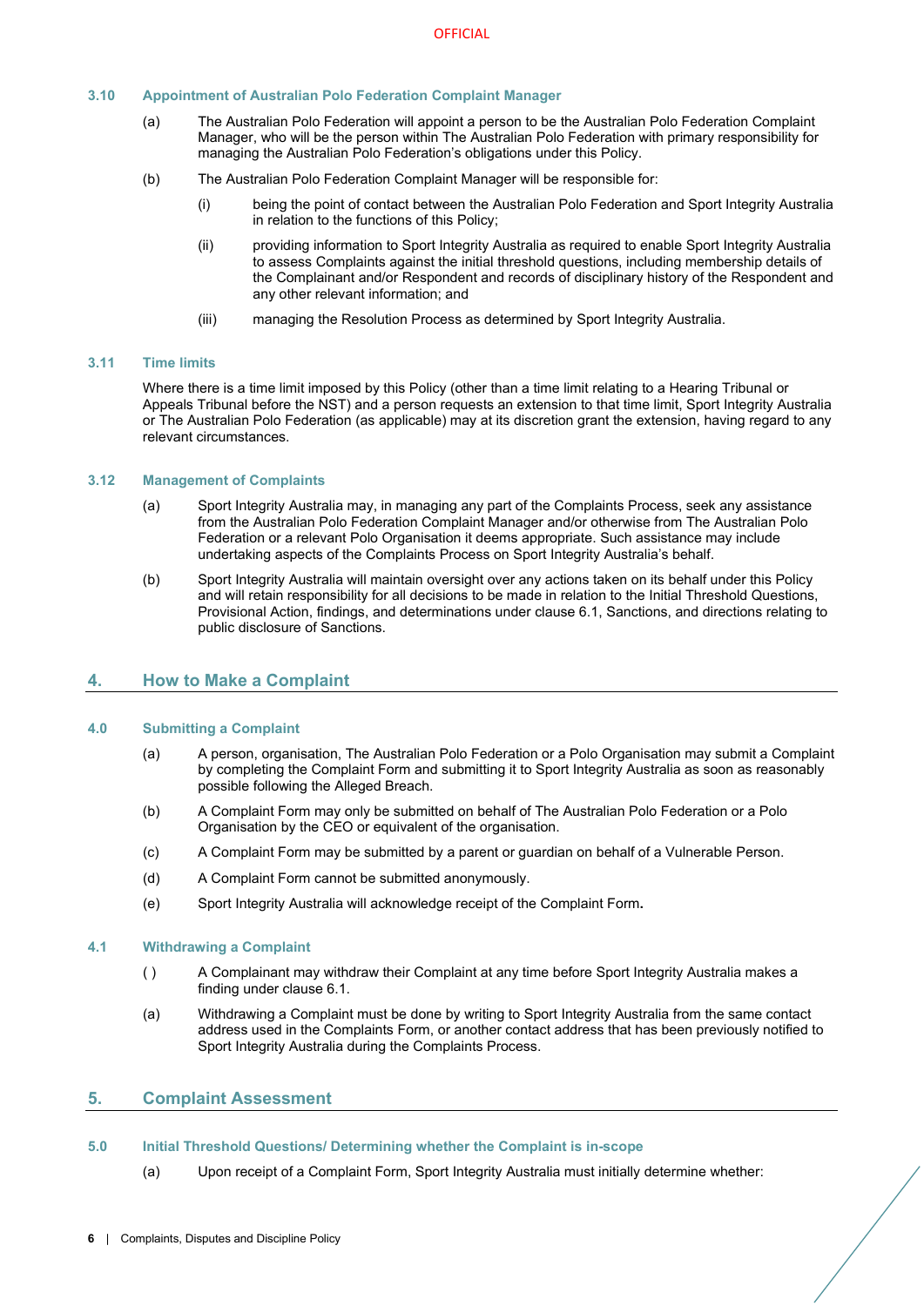### 3.10 Appointment of Australian Polo Federation Complaint Manager

(a) The Australian Polo Federation will appoint a person to be the Australian Polo Federation Complaint Manager, who will be the person within The Australian Polo Federation with primary responsibility for managing the Australian Polo Federation's obligations under this Policy.

(b) The Australian Polo Federation Complaint Manager will be responsible for:

(i) being the point of contact between the Australian Polo Federation and Sport Integrity Australia in relation to the functions of this Policy;

(ii) providing information to Sport Integrity Australia as required to enable Sport Integrity Australia to assess Complaints against the initial threshold questions, including membership details of the Complainant and/or Respondent and records of disciplinary history of the Respondent and any other relevant information; and

(iii) managing the Resolution Process as determined by Sport Integrity Australia.

### 3.11 Time limits

Where there is a time limit imposed by this Policy (other than a time limit relating to a Hearing Tribunal or Appeals Tribunal before the NST) and a person requests an extension to that time limit, Sport Integrity Australia or The Australian Polo Federation (as applicable) may at its discretion grant the extension, having regard to any relevant circumstances.

### 3.12 Management of Complaints

(a) Sport Integrity Australia may, in managing any part of the Complaints Process, seek any assistance from the Australian Polo Federation Complaint Manager and/or otherwise from The Australian Polo Federation or a relevant Polo Organisation it deems appropriate. Such assistance may include undertaking aspects of the Complaints Process on Sport Integrity Australia's behalf.

(b) Sport Integrity Australia will maintain oversight over any actions taken on its behalf under this Policy and will retain responsibility for all decisions to be made in relation to the Initial Threshold Questions, Provisional Action, findings, and determinations under clause 6.1, Sanctions, and directions relating to public disclosure of Sanctions.

## 4. How to Make a Complaint

### 4.0 Submitting a Complaint

(a) A person, organisation, The Australian Polo Federation or a Polo Organisation may submit a Complaint by completing the Complaint Form and submitting it to Sport Integrity Australia as soon as reasonably possible following the Alleged Breach.

(b) A Complaint Form may only be submitted on behalf of The Australian Polo Federation or a Polo Organisation by the CEO or equivalent of the organisation.

(c) A Complaint Form may be submitted by a parent or guardian on behalf of a Vulnerable Person.

(d) A Complaint Form cannot be submitted anonymously.

(e) Sport Integrity Australia will acknowledge receipt of the Complaint Form**.**

### 4.1 Withdrawing a Complaint

( ) A Complainant may withdraw their Complaint at any time before Sport Integrity Australia makes a finding under clause 6.1.

(a) Withdrawing a Complaint must be done by writing to Sport Integrity Australia from the same contact address used in the Complaints Form, or another contact address that has been previously notified to Sport Integrity Australia during the Complaints Process.

## 5. Complaint Assessment

### 5.0 Initial Threshold Questions/ Determining whether the Complaint is in-scope

(a) Upon receipt of a Complaint Form, Sport Integrity Australia must initially determine whether: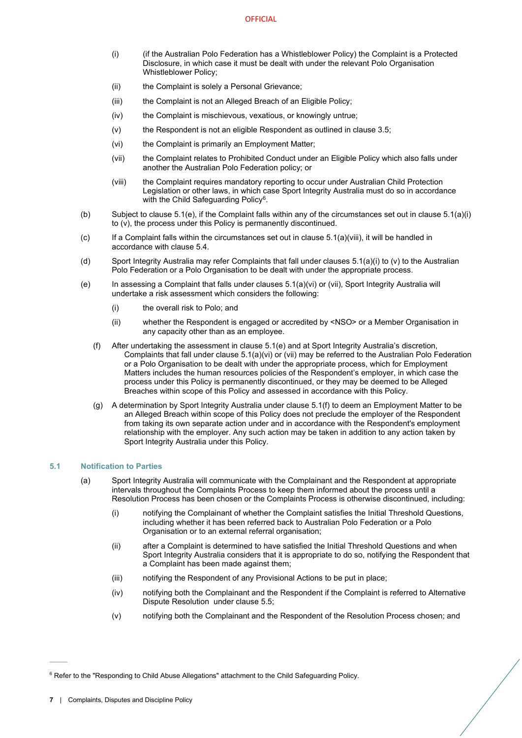- (i) (if the Australian Polo Federation has a Whistleblower Policy) the Complaint is a Protected Disclosure, in which case it must be dealt with under the relevant Polo Organisation Whistleblower Policy;
- (ii) the Complaint is solely a Personal Grievance;
- (iii) the Complaint is not an Alleged Breach of an Eligible Policy;
- (iv) the Complaint is mischievous, vexatious, or knowingly untrue;
- (v) the Respondent is not an eligible Respondent as outlined in clause 3.5;
- (vi) the Complaint is primarily an Employment Matter;
- (vii) the Complaint relates to Prohibited Conduct under an Eligible Policy which also falls under another the Australian Polo Federation policy; or
- (viii) the Complaint requires mandatory reporting to occur under Australian Child Protection Legislation or other laws, in which case Sport Integrity Australia must do so in accordance with the Child Safeguarding Policy[6].

(b) Subject to clause 5.1(e), if the Complaint falls within any of the circumstances set out in clause 5.1(a)(i) to (v), the process under this Policy is permanently discontinued.

(c) If a Complaint falls within the circumstances set out in clause 5.1(a)(viii), it will be handled in accordance with clause 5.4.

(d) Sport Integrity Australia may refer Complaints that fall under clauses 5.1(a)(i) to (v) to the Australian Polo Federation or a Polo Organisation to be dealt with under the appropriate process.

(e) In assessing a Complaint that falls under clauses 5.1(a)(vi) or (vii), Sport Integrity Australia will undertake a risk assessment which considers the following:

- (i) the overall risk to Polo; and
- (ii) whether the Respondent is engaged or accredited by <NSO> or a Member Organisation in any capacity other than as an employee.

(f) After undertaking the assessment in clause 5.1(e) and at Sport Integrity Australia's discretion, Complaints that fall under clause 5.1(a)(vi) or (vii) may be referred to the Australian Polo Federation or a Polo Organisation to be dealt with under the appropriate process, which for Employment Matters includes the human resources policies of the Respondent's employer, in which case the process under this Policy is permanently discontinued, or they may be deemed to be Alleged Breaches within scope of this Policy and assessed in accordance with this Policy.

(g) A determination by Sport Integrity Australia under clause 5.1(f) to deem an Employment Matter to be an Alleged Breach within scope of this Policy does not preclude the employer of the Respondent from taking its own separate action under and in accordance with the Respondent's employment relationship with the employer. Any such action may be taken in addition to any action taken by Sport Integrity Australia under this Policy.

### 5.1 Notification to Parties

(a) Sport Integrity Australia will communicate with the Complainant and the Respondent at appropriate intervals throughout the Complaints Process to keep them informed about the process until a Resolution Process has been chosen or the Complaints Process is otherwise discontinued, including:

- (i) notifying the Complainant of whether the Complaint satisfies the Initial Threshold Questions, including whether it has been referred back to Australian Polo Federation or a Polo Organisation or to an external referral organisation;
- (ii) after a Complaint is determined to have satisfied the Initial Threshold Questions and when Sport Integrity Australia considers that it is appropriate to do so, notifying the Respondent that a Complaint has been made against them;
- (iii) notifying the Respondent of any Provisional Actions to be put in place;
- (iv) notifying both the Complainant and the Respondent if the Complaint is referred to Alternative Dispute Resolution under clause 5.5;
- (v) notifying both the Complainant and the Respondent of the Resolution Process chosen; and

---

[6] Refer to the "Responding to Child Abuse Allegations" attachment to the Child Safeguarding Policy.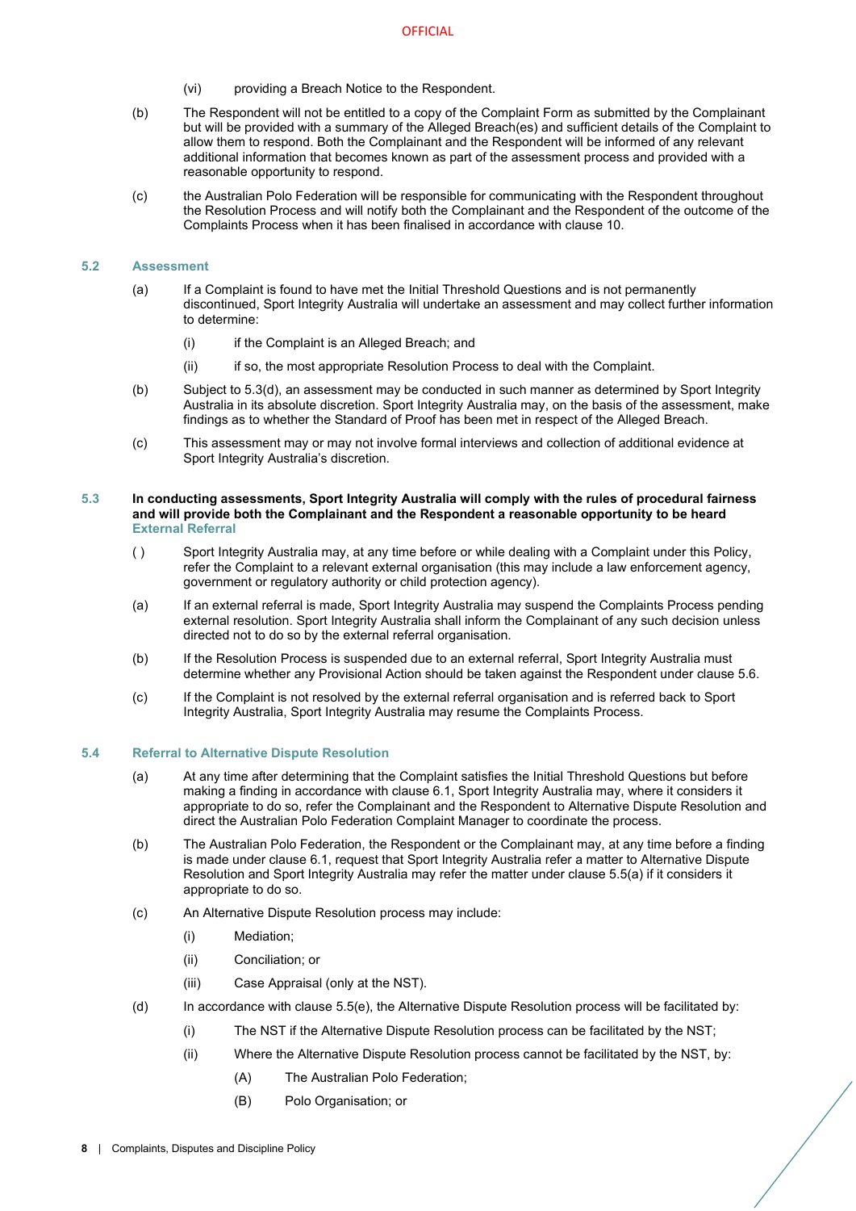(vi) providing a Breach Notice to the Respondent.

(b) The Respondent will not be entitled to a copy of the Complaint Form as submitted by the Complainant but will be provided with a summary of the Alleged Breach(es) and sufficient details of the Complaint to allow them to respond. Both the Complainant and the Respondent will be informed of any relevant additional information that becomes known as part of the assessment process and provided with a reasonable opportunity to respond.

(c) the Australian Polo Federation will be responsible for communicating with the Respondent throughout the Resolution Process and will notify both the Complainant and the Respondent of the outcome of the Complaints Process when it has been finalised in accordance with clause 10.

### 5.2 Assessment

(a) If a Complaint is found to have met the Initial Threshold Questions and is not permanently discontinued, Sport Integrity Australia will undertake an assessment and may collect further information to determine:

(i) if the Complaint is an Alleged Breach; and

(ii) if so, the most appropriate Resolution Process to deal with the Complaint.

(b) Subject to 5.3(d), an assessment may be conducted in such manner as determined by Sport Integrity Australia in its absolute discretion. Sport Integrity Australia may, on the basis of the assessment, make findings as to whether the Standard of Proof has been met in respect of the Alleged Breach.

(c) This assessment may or may not involve formal interviews and collection of additional evidence at Sport Integrity Australia's discretion.

### 5.3 **In conducting assessments, Sport Integrity Australia will comply with the rules of procedural fairness and will provide both the Complainant and the Respondent a reasonable opportunity to be heard** External Referral

( ) Sport Integrity Australia may, at any time before or while dealing with a Complaint under this Policy, refer the Complaint to a relevant external organisation (this may include a law enforcement agency, government or regulatory authority or child protection agency).

(a) If an external referral is made, Sport Integrity Australia may suspend the Complaints Process pending external resolution. Sport Integrity Australia shall inform the Complainant of any such decision unless directed not to do so by the external referral organisation.

(b) If the Resolution Process is suspended due to an external referral, Sport Integrity Australia must determine whether any Provisional Action should be taken against the Respondent under clause 5.6.

(c) If the Complaint is not resolved by the external referral organisation and is referred back to Sport Integrity Australia, Sport Integrity Australia may resume the Complaints Process.

### 5.4 Referral to Alternative Dispute Resolution

(a) At any time after determining that the Complaint satisfies the Initial Threshold Questions but before making a finding in accordance with clause 6.1, Sport Integrity Australia may, where it considers it appropriate to do so, refer the Complainant and the Respondent to Alternative Dispute Resolution and direct the Australian Polo Federation Complaint Manager to coordinate the process.

(b) The Australian Polo Federation, the Respondent or the Complainant may, at any time before a finding is made under clause 6.1, request that Sport Integrity Australia refer a matter to Alternative Dispute Resolution and Sport Integrity Australia may refer the matter under clause 5.5(a) if it considers it appropriate to do so.

(c) An Alternative Dispute Resolution process may include:

(i) Mediation;

(ii) Conciliation; or

(iii) Case Appraisal (only at the NST).

(d) In accordance with clause 5.5(e), the Alternative Dispute Resolution process will be facilitated by:

(i) The NST if the Alternative Dispute Resolution process can be facilitated by the NST;

(ii) Where the Alternative Dispute Resolution process cannot be facilitated by the NST, by:

(A) The Australian Polo Federation;

(B) Polo Organisation; or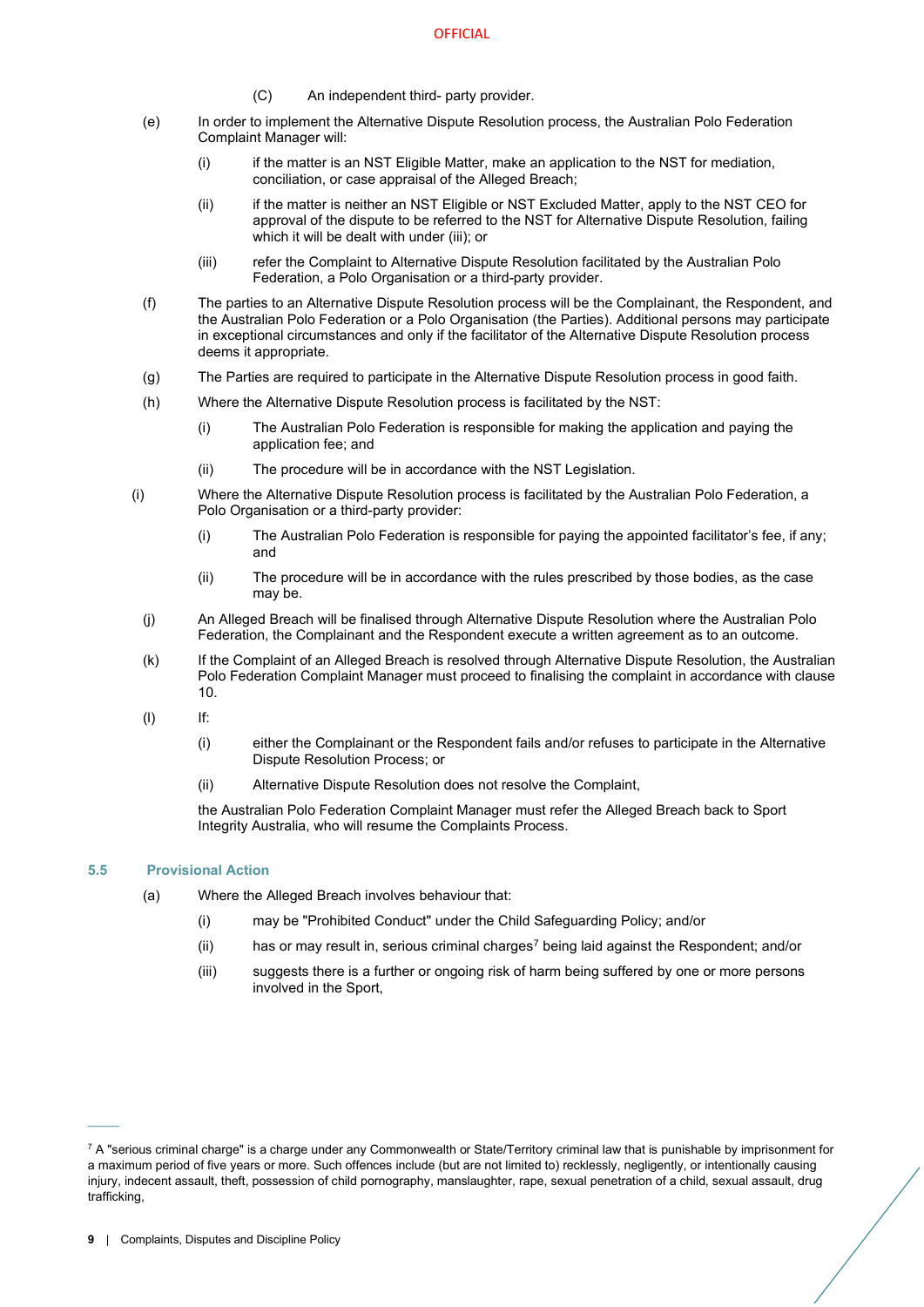(C) An independent third- party provider.

(e) In order to implement the Alternative Dispute Resolution process, the Australian Polo Federation Complaint Manager will:

(i) if the matter is an NST Eligible Matter, make an application to the NST for mediation, conciliation, or case appraisal of the Alleged Breach;

(ii) if the matter is neither an NST Eligible or NST Excluded Matter, apply to the NST CEO for approval of the dispute to be referred to the NST for Alternative Dispute Resolution, failing which it will be dealt with under (iii); or

(iii) refer the Complaint to Alternative Dispute Resolution facilitated by the Australian Polo Federation, a Polo Organisation or a third-party provider.

(f) The parties to an Alternative Dispute Resolution process will be the Complainant, the Respondent, and the Australian Polo Federation or a Polo Organisation (the Parties). Additional persons may participate in exceptional circumstances and only if the facilitator of the Alternative Dispute Resolution process deems it appropriate.

(g) The Parties are required to participate in the Alternative Dispute Resolution process in good faith.

(h) Where the Alternative Dispute Resolution process is facilitated by the NST:

(i) The Australian Polo Federation is responsible for making the application and paying the application fee; and

(ii) The procedure will be in accordance with the NST Legislation.

(i) Where the Alternative Dispute Resolution process is facilitated by the Australian Polo Federation, a Polo Organisation or a third-party provider:

(i) The Australian Polo Federation is responsible for paying the appointed facilitator's fee, if any; and

(ii) The procedure will be in accordance with the rules prescribed by those bodies, as the case may be.

(j) An Alleged Breach will be finalised through Alternative Dispute Resolution where the Australian Polo Federation, the Complainant and the Respondent execute a written agreement as to an outcome.

(k) If the Complaint of an Alleged Breach is resolved through Alternative Dispute Resolution, the Australian Polo Federation Complaint Manager must proceed to finalising the complaint in accordance with clause 10.

(l) If:

(i) either the Complainant or the Respondent fails and/or refuses to participate in the Alternative Dispute Resolution Process; or

(ii) Alternative Dispute Resolution does not resolve the Complaint,

the Australian Polo Federation Complaint Manager must refer the Alleged Breach back to Sport Integrity Australia, who will resume the Complaints Process.

### 5.5 Provisional Action

(a) Where the Alleged Breach involves behaviour that:

(i) may be "Prohibited Conduct" under the Child Safeguarding Policy; and/or

(ii) has or may result in, serious criminal charges[7] being laid against the Respondent; and/or

(iii) suggests there is a further or ongoing risk of harm being suffered by one or more persons involved in the Sport,

[7] A "serious criminal charge" is a charge under any Commonwealth or State/Territory criminal law that is punishable by imprisonment for a maximum period of five years or more. Such offences include (but are not limited to) recklessly, negligently, or intentionally causing injury, indecent assault, theft, possession of child pornography, manslaughter, rape, sexual penetration of a child, sexual assault, drug trafficking,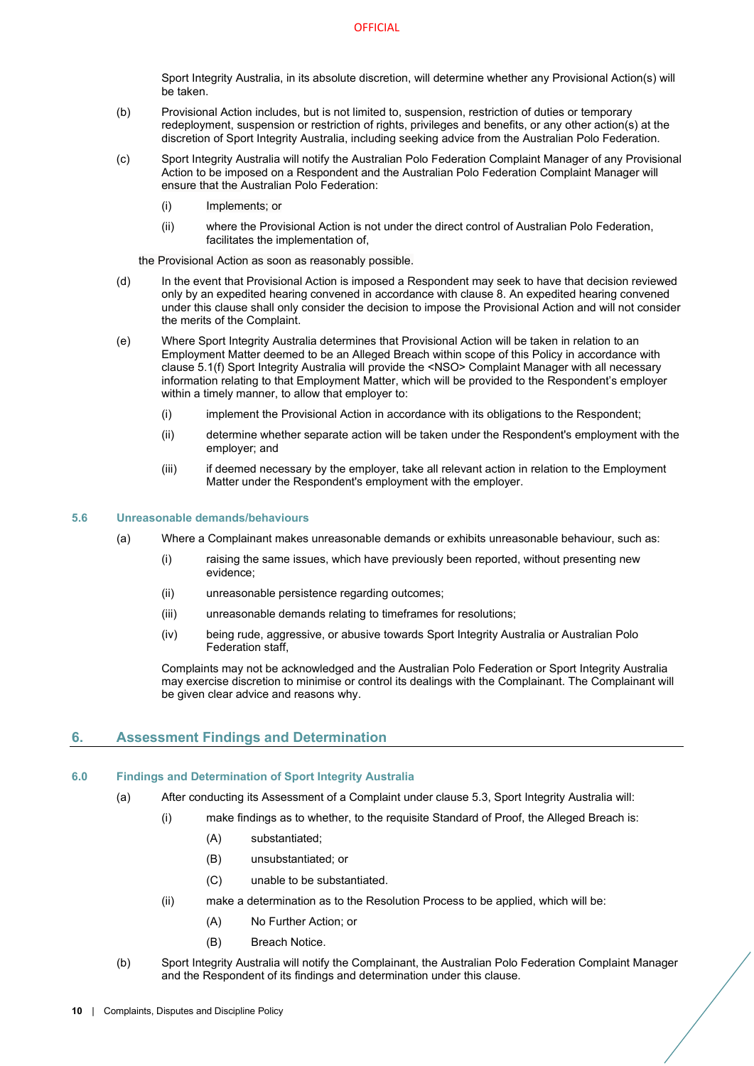Sport Integrity Australia, in its absolute discretion, will determine whether any Provisional Action(s) will be taken.

(b) Provisional Action includes, but is not limited to, suspension, restriction of duties or temporary redeployment, suspension or restriction of rights, privileges and benefits, or any other action(s) at the discretion of Sport Integrity Australia, including seeking advice from the Australian Polo Federation.

(c) Sport Integrity Australia will notify the Australian Polo Federation Complaint Manager of any Provisional Action to be imposed on a Respondent and the Australian Polo Federation Complaint Manager will ensure that the Australian Polo Federation:

  (i) Implements; or

  (ii) where the Provisional Action is not under the direct control of Australian Polo Federation, facilitates the implementation of,

the Provisional Action as soon as reasonably possible.

(d) In the event that Provisional Action is imposed a Respondent may seek to have that decision reviewed only by an expedited hearing convened in accordance with clause 8. An expedited hearing convened under this clause shall only consider the decision to impose the Provisional Action and will not consider the merits of the Complaint.

(e) Where Sport Integrity Australia determines that Provisional Action will be taken in relation to an Employment Matter deemed to be an Alleged Breach within scope of this Policy in accordance with clause 5.1(f) Sport Integrity Australia will provide the <NSO> Complaint Manager with all necessary information relating to that Employment Matter, which will be provided to the Respondent's employer within a timely manner, to allow that employer to:

  (i) implement the Provisional Action in accordance with its obligations to the Respondent;

  (ii) determine whether separate action will be taken under the Respondent's employment with the employer; and

  (iii) if deemed necessary by the employer, take all relevant action in relation to the Employment Matter under the Respondent's employment with the employer.

### 5.6 Unreasonable demands/behaviours

(a) Where a Complainant makes unreasonable demands or exhibits unreasonable behaviour, such as:

  (i) raising the same issues, which have previously been reported, without presenting new evidence;

  (ii) unreasonable persistence regarding outcomes;

  (iii) unreasonable demands relating to timeframes for resolutions;

  (iv) being rude, aggressive, or abusive towards Sport Integrity Australia or Australian Polo Federation staff,

Complaints may not be acknowledged and the Australian Polo Federation or Sport Integrity Australia may exercise discretion to minimise or control its dealings with the Complainant. The Complainant will be given clear advice and reasons why.

## 6. Assessment Findings and Determination

### 6.0 Findings and Determination of Sport Integrity Australia

(a) After conducting its Assessment of a Complaint under clause 5.3, Sport Integrity Australia will:

  (i) make findings as to whether, to the requisite Standard of Proof, the Alleged Breach is:

    (A) substantiated;

    (B) unsubstantiated; or

    (C) unable to be substantiated.

  (ii) make a determination as to the Resolution Process to be applied, which will be:

    (A) No Further Action; or

    (B) Breach Notice.

(b) Sport Integrity Australia will notify the Complainant, the Australian Polo Federation Complaint Manager and the Respondent of its findings and determination under this clause.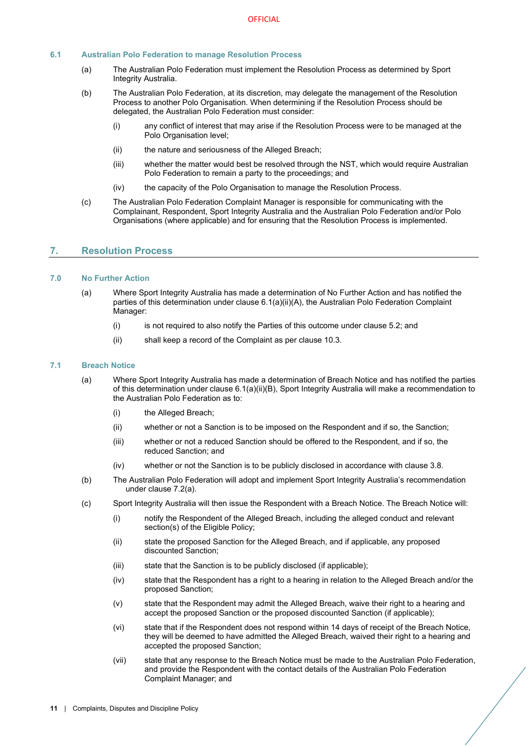### 6.1 Australian Polo Federation to manage Resolution Process

(a) The Australian Polo Federation must implement the Resolution Process as determined by Sport Integrity Australia.

(b) The Australian Polo Federation, at its discretion, may delegate the management of the Resolution Process to another Polo Organisation. When determining if the Resolution Process should be delegated, the Australian Polo Federation must consider:

  (i) any conflict of interest that may arise if the Resolution Process were to be managed at the Polo Organisation level;

  (ii) the nature and seriousness of the Alleged Breach;

  (iii) whether the matter would best be resolved through the NST, which would require Australian Polo Federation to remain a party to the proceedings; and

  (iv) the capacity of the Polo Organisation to manage the Resolution Process.

(c) The Australian Polo Federation Complaint Manager is responsible for communicating with the Complainant, Respondent, Sport Integrity Australia and the Australian Polo Federation and/or Polo Organisations (where applicable) and for ensuring that the Resolution Process is implemented.

## 7. Resolution Process

### 7.0 No Further Action

(a) Where Sport Integrity Australia has made a determination of No Further Action and has notified the parties of this determination under clause 6.1(a)(ii)(A), the Australian Polo Federation Complaint Manager:

  (i) is not required to also notify the Parties of this outcome under clause 5.2; and

  (ii) shall keep a record of the Complaint as per clause 10.3.

### 7.1 Breach Notice

(a) Where Sport Integrity Australia has made a determination of Breach Notice and has notified the parties of this determination under clause 6.1(a)(ii)(B), Sport Integrity Australia will make a recommendation to the Australian Polo Federation as to:

  (i) the Alleged Breach;

  (ii) whether or not a Sanction is to be imposed on the Respondent and if so, the Sanction;

  (iii) whether or not a reduced Sanction should be offered to the Respondent, and if so, the reduced Sanction; and

  (iv) whether or not the Sanction is to be publicly disclosed in accordance with clause 3.8.

(b) The Australian Polo Federation will adopt and implement Sport Integrity Australia's recommendation under clause 7.2(a).

(c) Sport Integrity Australia will then issue the Respondent with a Breach Notice. The Breach Notice will:

  (i) notify the Respondent of the Alleged Breach, including the alleged conduct and relevant section(s) of the Eligible Policy;

  (ii) state the proposed Sanction for the Alleged Breach, and if applicable, any proposed discounted Sanction;

  (iii) state that the Sanction is to be publicly disclosed (if applicable);

  (iv) state that the Respondent has a right to a hearing in relation to the Alleged Breach and/or the proposed Sanction;

  (v) state that the Respondent may admit the Alleged Breach, waive their right to a hearing and accept the proposed Sanction or the proposed discounted Sanction (if applicable);

  (vi) state that if the Respondent does not respond within 14 days of receipt of the Breach Notice, they will be deemed to have admitted the Alleged Breach, waived their right to a hearing and accepted the proposed Sanction;

  (vii) state that any response to the Breach Notice must be made to the Australian Polo Federation, and provide the Respondent with the contact details of the Australian Polo Federation Complaint Manager; and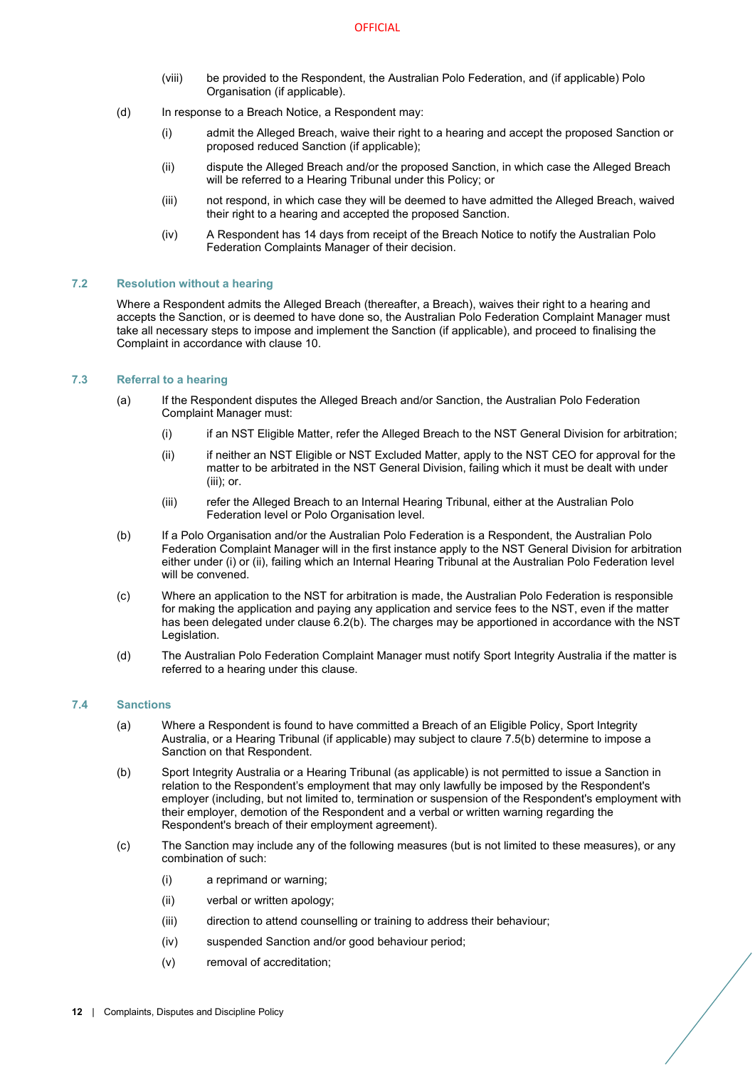(viii) be provided to the Respondent, the Australian Polo Federation, and (if applicable) Polo Organisation (if applicable).

(d) In response to a Breach Notice, a Respondent may:

(i) admit the Alleged Breach, waive their right to a hearing and accept the proposed Sanction or proposed reduced Sanction (if applicable);

(ii) dispute the Alleged Breach and/or the proposed Sanction, in which case the Alleged Breach will be referred to a Hearing Tribunal under this Policy; or

(iii) not respond, in which case they will be deemed to have admitted the Alleged Breach, waived their right to a hearing and accepted the proposed Sanction.

(iv) A Respondent has 14 days from receipt of the Breach Notice to notify the Australian Polo Federation Complaints Manager of their decision.

### 7.2 Resolution without a hearing

Where a Respondent admits the Alleged Breach (thereafter, a Breach), waives their right to a hearing and accepts the Sanction, or is deemed to have done so, the Australian Polo Federation Complaint Manager must take all necessary steps to impose and implement the Sanction (if applicable), and proceed to finalising the Complaint in accordance with clause 10.

### 7.3 Referral to a hearing

(a) If the Respondent disputes the Alleged Breach and/or Sanction, the Australian Polo Federation Complaint Manager must:

(i) if an NST Eligible Matter, refer the Alleged Breach to the NST General Division for arbitration;

(ii) if neither an NST Eligible or NST Excluded Matter, apply to the NST CEO for approval for the matter to be arbitrated in the NST General Division, failing which it must be dealt with under (iii); or.

(iii) refer the Alleged Breach to an Internal Hearing Tribunal, either at the Australian Polo Federation level or Polo Organisation level.

(b) If a Polo Organisation and/or the Australian Polo Federation is a Respondent, the Australian Polo Federation Complaint Manager will in the first instance apply to the NST General Division for arbitration either under (i) or (ii), failing which an Internal Hearing Tribunal at the Australian Polo Federation level will be convened.

(c) Where an application to the NST for arbitration is made, the Australian Polo Federation is responsible for making the application and paying any application and service fees to the NST, even if the matter has been delegated under clause 6.2(b). The charges may be apportioned in accordance with the NST Legislation.

(d) The Australian Polo Federation Complaint Manager must notify Sport Integrity Australia if the matter is referred to a hearing under this clause.

### 7.4 Sanctions

(a) Where a Respondent is found to have committed a Breach of an Eligible Policy, Sport Integrity Australia, or a Hearing Tribunal (if applicable) may subject to claure 7.5(b) determine to impose a Sanction on that Respondent.

(b) Sport Integrity Australia or a Hearing Tribunal (as applicable) is not permitted to issue a Sanction in relation to the Respondent's employment that may only lawfully be imposed by the Respondent's employer (including, but not limited to, termination or suspension of the Respondent's employment with their employer, demotion of the Respondent and a verbal or written warning regarding the Respondent's breach of their employment agreement).

(c) The Sanction may include any of the following measures (but is not limited to these measures), or any combination of such:

(i) a reprimand or warning;

(ii) verbal or written apology;

(iii) direction to attend counselling or training to address their behaviour;

(iv) suspended Sanction and/or good behaviour period;

(v) removal of accreditation;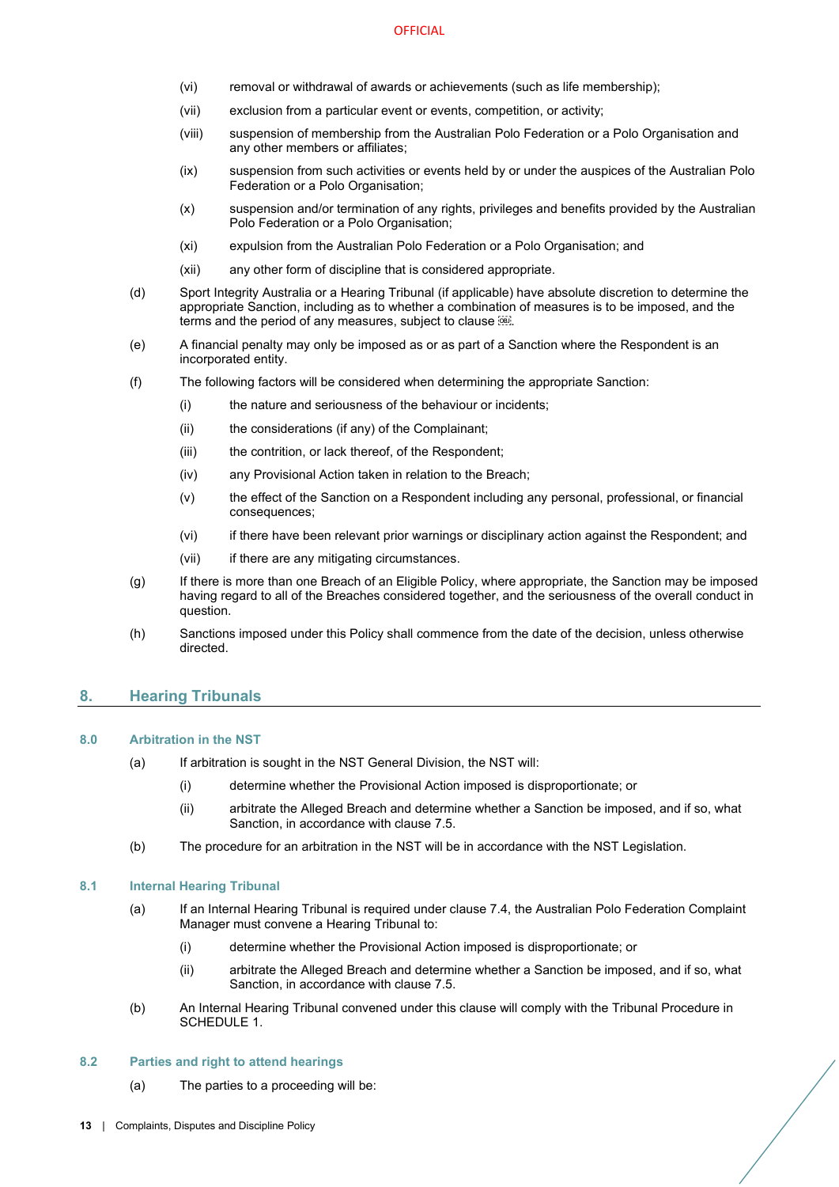(vi) removal or withdrawal of awards or achievements (such as life membership);

(vii) exclusion from a particular event or events, competition, or activity;

(viii) suspension of membership from the Australian Polo Federation or a Polo Organisation and any other members or affiliates;

(ix) suspension from such activities or events held by or under the auspices of the Australian Polo Federation or a Polo Organisation;

(x) suspension and/or termination of any rights, privileges and benefits provided by the Australian Polo Federation or a Polo Organisation;

(xi) expulsion from the Australian Polo Federation or a Polo Organisation; and

(xii) any other form of discipline that is considered appropriate.

(d) Sport Integrity Australia or a Hearing Tribunal (if applicable) have absolute discretion to determine the appropriate Sanction, including as to whether a combination of measures is to be imposed, and the terms and the period of any measures, subject to clause .

(e) A financial penalty may only be imposed as or as part of a Sanction where the Respondent is an incorporated entity.

(f) The following factors will be considered when determining the appropriate Sanction:

(i) the nature and seriousness of the behaviour or incidents;

(ii) the considerations (if any) of the Complainant;

(iii) the contrition, or lack thereof, of the Respondent;

(iv) any Provisional Action taken in relation to the Breach;

(v) the effect of the Sanction on a Respondent including any personal, professional, or financial consequences;

(vi) if there have been relevant prior warnings or disciplinary action against the Respondent; and

(vii) if there are any mitigating circumstances.

(g) If there is more than one Breach of an Eligible Policy, where appropriate, the Sanction may be imposed having regard to all of the Breaches considered together, and the seriousness of the overall conduct in question.

(h) Sanctions imposed under this Policy shall commence from the date of the decision, unless otherwise directed.

## 8. Hearing Tribunals

### 8.0 Arbitration in the NST

(a) If arbitration is sought in the NST General Division, the NST will:

(i) determine whether the Provisional Action imposed is disproportionate; or

(ii) arbitrate the Alleged Breach and determine whether a Sanction be imposed, and if so, what Sanction, in accordance with clause 7.5.

(b) The procedure for an arbitration in the NST will be in accordance with the NST Legislation.

### 8.1 Internal Hearing Tribunal

(a) If an Internal Hearing Tribunal is required under clause 7.4, the Australian Polo Federation Complaint Manager must convene a Hearing Tribunal to:

(i) determine whether the Provisional Action imposed is disproportionate; or

(ii) arbitrate the Alleged Breach and determine whether a Sanction be imposed, and if so, what Sanction, in accordance with clause 7.5.

(b) An Internal Hearing Tribunal convened under this clause will comply with the Tribunal Procedure in SCHEDULE 1.

### 8.2 Parties and right to attend hearings

(a) The parties to a proceeding will be: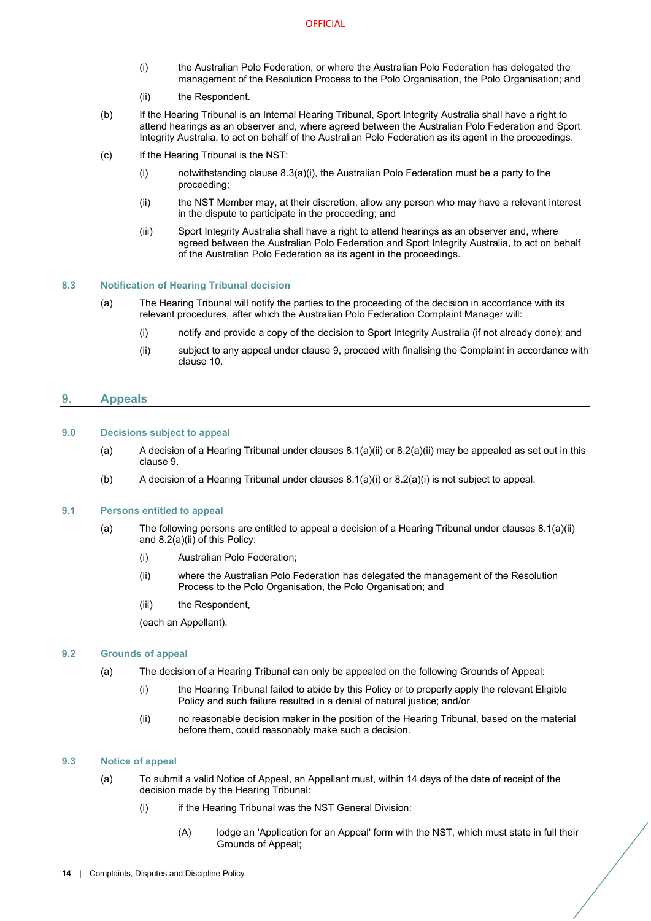(i) the Australian Polo Federation, or where the Australian Polo Federation has delegated the management of the Resolution Process to the Polo Organisation, the Polo Organisation; and

(ii) the Respondent.

(b) If the Hearing Tribunal is an Internal Hearing Tribunal, Sport Integrity Australia shall have a right to attend hearings as an observer and, where agreed between the Australian Polo Federation and Sport Integrity Australia, to act on behalf of the Australian Polo Federation as its agent in the proceedings.

(c) If the Hearing Tribunal is the NST:

(i) notwithstanding clause 8.3(a)(i), the Australian Polo Federation must be a party to the proceeding;

(ii) the NST Member may, at their discretion, allow any person who may have a relevant interest in the dispute to participate in the proceeding; and

(iii) Sport Integrity Australia shall have a right to attend hearings as an observer and, where agreed between the Australian Polo Federation and Sport Integrity Australia, to act on behalf of the Australian Polo Federation as its agent in the proceedings.

### 8.3 Notification of Hearing Tribunal decision

(a) The Hearing Tribunal will notify the parties to the proceeding of the decision in accordance with its relevant procedures, after which the Australian Polo Federation Complaint Manager will:

(i) notify and provide a copy of the decision to Sport Integrity Australia (if not already done); and

(ii) subject to any appeal under clause 9, proceed with finalising the Complaint in accordance with clause 10.

## 9. Appeals

### 9.0 Decisions subject to appeal

(a) A decision of a Hearing Tribunal under clauses 8.1(a)(ii) or 8.2(a)(ii) may be appealed as set out in this clause 9.

(b) A decision of a Hearing Tribunal under clauses 8.1(a)(i) or 8.2(a)(i) is not subject to appeal.

### 9.1 Persons entitled to appeal

(a) The following persons are entitled to appeal a decision of a Hearing Tribunal under clauses 8.1(a)(ii) and 8.2(a)(ii) of this Policy:

(i) Australian Polo Federation;

(ii) where the Australian Polo Federation has delegated the management of the Resolution Process to the Polo Organisation, the Polo Organisation; and

(iii) the Respondent,

(each an Appellant).

### 9.2 Grounds of appeal

(a) The decision of a Hearing Tribunal can only be appealed on the following Grounds of Appeal:

(i) the Hearing Tribunal failed to abide by this Policy or to properly apply the relevant Eligible Policy and such failure resulted in a denial of natural justice; and/or

(ii) no reasonable decision maker in the position of the Hearing Tribunal, based on the material before them, could reasonably make such a decision.

### 9.3 Notice of appeal

(a) To submit a valid Notice of Appeal, an Appellant must, within 14 days of the date of receipt of the decision made by the Hearing Tribunal:

(i) if the Hearing Tribunal was the NST General Division:

(A) lodge an 'Application for an Appeal' form with the NST, which must state in full their Grounds of Appeal;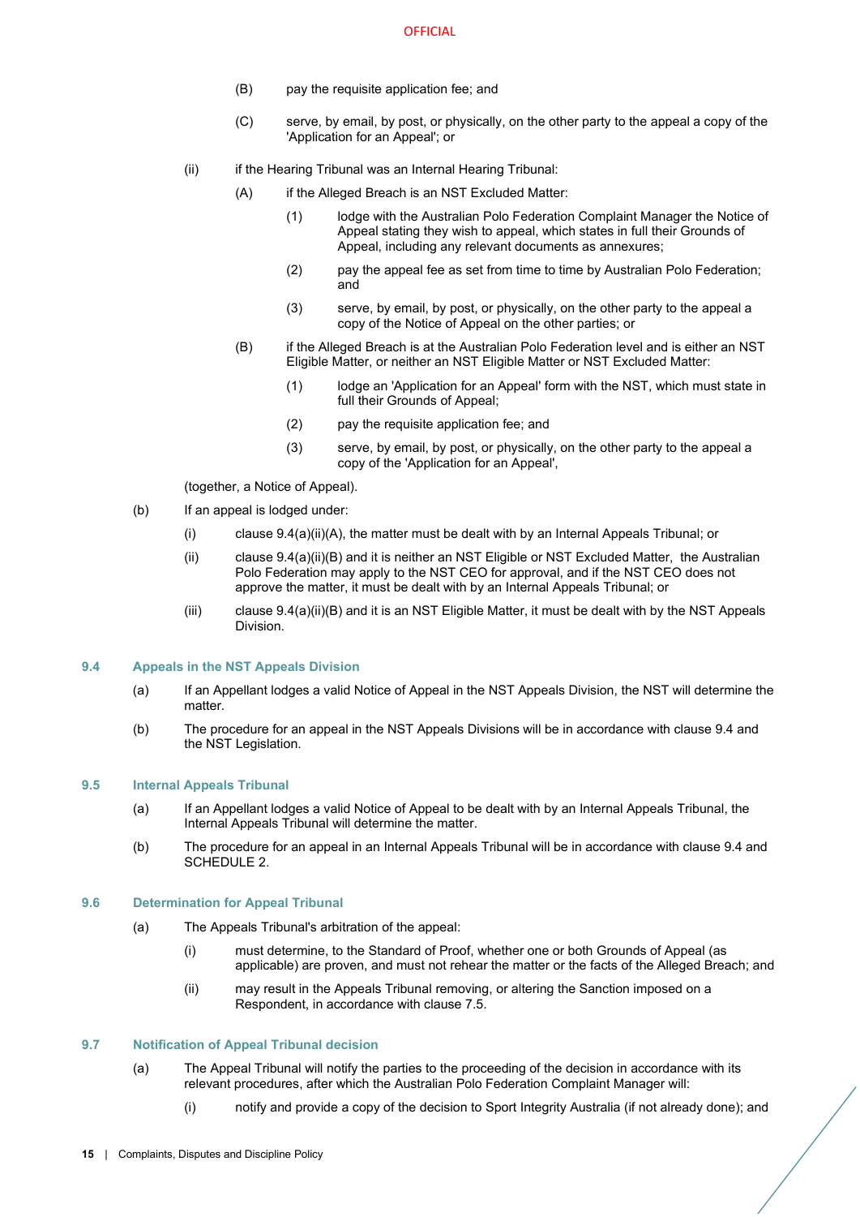(B) pay the requisite application fee; and

(C) serve, by email, by post, or physically, on the other party to the appeal a copy of the 'Application for an Appeal'; or

(ii) if the Hearing Tribunal was an Internal Hearing Tribunal:

(A) if the Alleged Breach is an NST Excluded Matter:

(1) lodge with the Australian Polo Federation Complaint Manager the Notice of Appeal stating they wish to appeal, which states in full their Grounds of Appeal, including any relevant documents as annexures;

(2) pay the appeal fee as set from time to time by Australian Polo Federation; and

(3) serve, by email, by post, or physically, on the other party to the appeal a copy of the Notice of Appeal on the other parties; or

(B) if the Alleged Breach is at the Australian Polo Federation level and is either an NST Eligible Matter, or neither an NST Eligible Matter or NST Excluded Matter:

(1) lodge an 'Application for an Appeal' form with the NST, which must state in full their Grounds of Appeal;

(2) pay the requisite application fee; and

(3) serve, by email, by post, or physically, on the other party to the appeal a copy of the 'Application for an Appeal',

(together, a Notice of Appeal).

(b) If an appeal is lodged under:

(i) clause 9.4(a)(ii)(A), the matter must be dealt with by an Internal Appeals Tribunal; or

(ii) clause 9.4(a)(ii)(B) and it is neither an NST Eligible or NST Excluded Matter, the Australian Polo Federation may apply to the NST CEO for approval, and if the NST CEO does not approve the matter, it must be dealt with by an Internal Appeals Tribunal; or

(iii) clause 9.4(a)(ii)(B) and it is an NST Eligible Matter, it must be dealt with by the NST Appeals Division.

## 9.4 Appeals in the NST Appeals Division

(a) If an Appellant lodges a valid Notice of Appeal in the NST Appeals Division, the NST will determine the matter.

(b) The procedure for an appeal in the NST Appeals Divisions will be in accordance with clause 9.4 and the NST Legislation.

## 9.5 Internal Appeals Tribunal

(a) If an Appellant lodges a valid Notice of Appeal to be dealt with by an Internal Appeals Tribunal, the Internal Appeals Tribunal will determine the matter.

(b) The procedure for an appeal in an Internal Appeals Tribunal will be in accordance with clause 9.4 and SCHEDULE 2.

## 9.6 Determination for Appeal Tribunal

(a) The Appeals Tribunal's arbitration of the appeal:

(i) must determine, to the Standard of Proof, whether one or both Grounds of Appeal (as applicable) are proven, and must not rehear the matter or the facts of the Alleged Breach; and

(ii) may result in the Appeals Tribunal removing, or altering the Sanction imposed on a Respondent, in accordance with clause 7.5.

## 9.7 Notification of Appeal Tribunal decision

(a) The Appeal Tribunal will notify the parties to the proceeding of the decision in accordance with its relevant procedures, after which the Australian Polo Federation Complaint Manager will:

(i) notify and provide a copy of the decision to Sport Integrity Australia (if not already done); and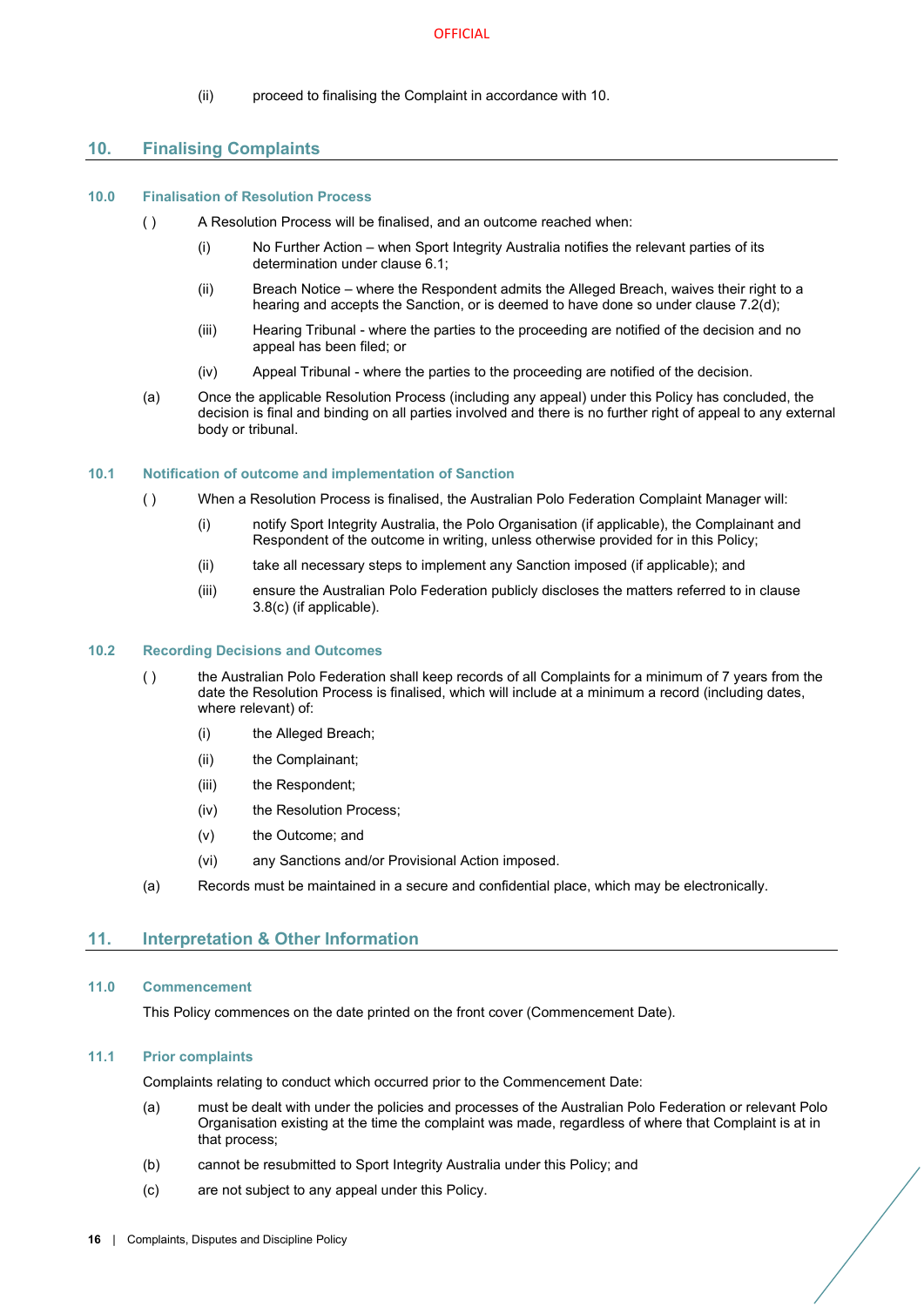(ii) proceed to finalising the Complaint in accordance with 10.

## 10. Finalising Complaints

### 10.0 Finalisation of Resolution Process

( ) A Resolution Process will be finalised, and an outcome reached when:

(i) No Further Action – when Sport Integrity Australia notifies the relevant parties of its determination under clause 6.1;

(ii) Breach Notice – where the Respondent admits the Alleged Breach, waives their right to a hearing and accepts the Sanction, or is deemed to have done so under clause 7.2(d);

(iii) Hearing Tribunal - where the parties to the proceeding are notified of the decision and no appeal has been filed; or

(iv) Appeal Tribunal - where the parties to the proceeding are notified of the decision.

(a) Once the applicable Resolution Process (including any appeal) under this Policy has concluded, the decision is final and binding on all parties involved and there is no further right of appeal to any external body or tribunal.

### 10.1 Notification of outcome and implementation of Sanction

( ) When a Resolution Process is finalised, the Australian Polo Federation Complaint Manager will:

(i) notify Sport Integrity Australia, the Polo Organisation (if applicable), the Complainant and Respondent of the outcome in writing, unless otherwise provided for in this Policy;

(ii) take all necessary steps to implement any Sanction imposed (if applicable); and

(iii) ensure the Australian Polo Federation publicly discloses the matters referred to in clause 3.8(c) (if applicable).

### 10.2 Recording Decisions and Outcomes

( ) the Australian Polo Federation shall keep records of all Complaints for a minimum of 7 years from the date the Resolution Process is finalised, which will include at a minimum a record (including dates, where relevant) of:

(i) the Alleged Breach;

(ii) the Complainant;

(iii) the Respondent;

(iv) the Resolution Process;

(v) the Outcome; and

(vi) any Sanctions and/or Provisional Action imposed.

(a) Records must be maintained in a secure and confidential place, which may be electronically.

## 11. Interpretation & Other Information

### 11.0 Commencement

This Policy commences on the date printed on the front cover (Commencement Date).

### 11.1 Prior complaints

Complaints relating to conduct which occurred prior to the Commencement Date:

(a) must be dealt with under the policies and processes of the Australian Polo Federation or relevant Polo Organisation existing at the time the complaint was made, regardless of where that Complaint is at in that process;

(b) cannot be resubmitted to Sport Integrity Australia under this Policy; and

(c) are not subject to any appeal under this Policy.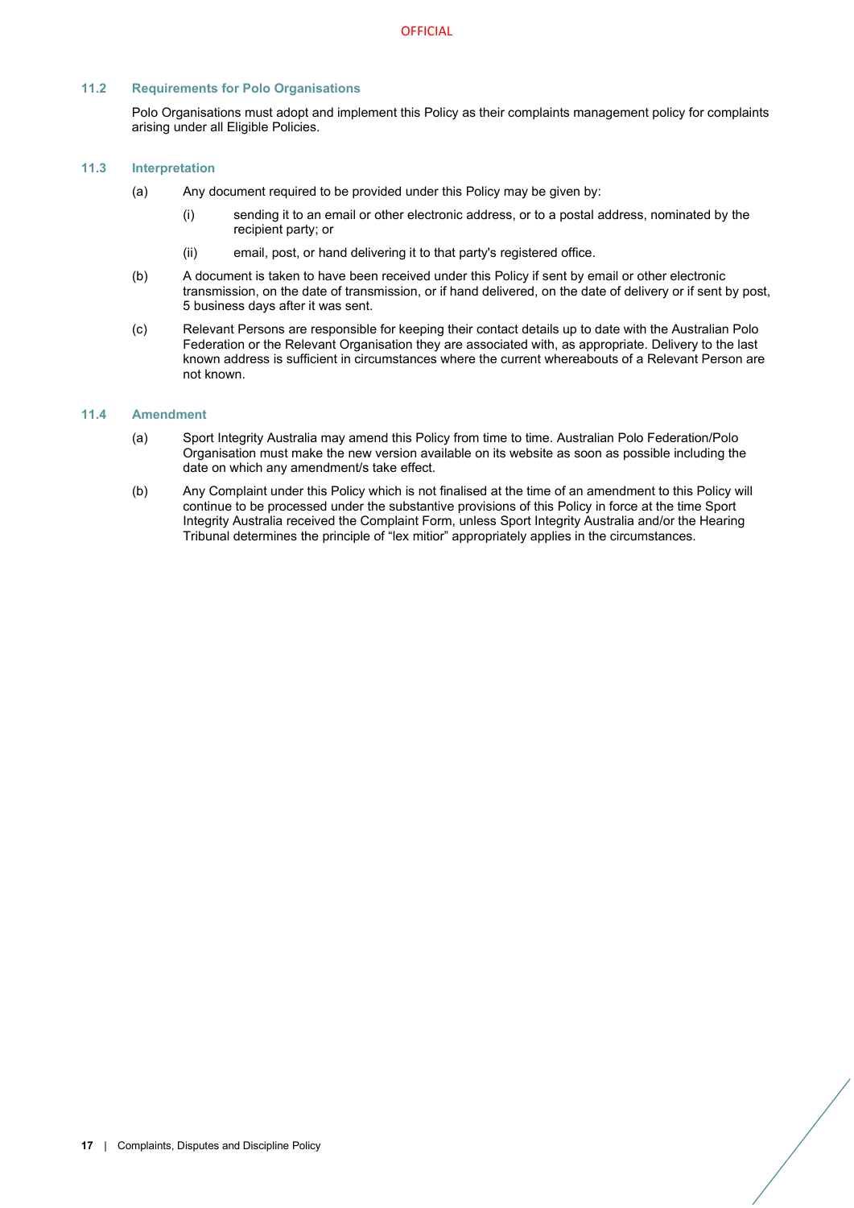### 11.2 Requirements for Polo Organisations

Polo Organisations must adopt and implement this Policy as their complaints management policy for complaints arising under all Eligible Policies.

### 11.3 Interpretation

(a) Any document required to be provided under this Policy may be given by:

  (i) sending it to an email or other electronic address, or to a postal address, nominated by the recipient party; or

  (ii) email, post, or hand delivering it to that party's registered office.

(b) A document is taken to have been received under this Policy if sent by email or other electronic transmission, on the date of transmission, or if hand delivered, on the date of delivery or if sent by post, 5 business days after it was sent.

(c) Relevant Persons are responsible for keeping their contact details up to date with the Australian Polo Federation or the Relevant Organisation they are associated with, as appropriate. Delivery to the last known address is sufficient in circumstances where the current whereabouts of a Relevant Person are not known.

### 11.4 Amendment

(a) Sport Integrity Australia may amend this Policy from time to time. Australian Polo Federation/Polo Organisation must make the new version available on its website as soon as possible including the date on which any amendment/s take effect.

(b) Any Complaint under this Policy which is not finalised at the time of an amendment to this Policy will continue to be processed under the substantive provisions of this Policy in force at the time Sport Integrity Australia received the Complaint Form, unless Sport Integrity Australia and/or the Hearing Tribunal determines the principle of "lex mitior" appropriately applies in the circumstances.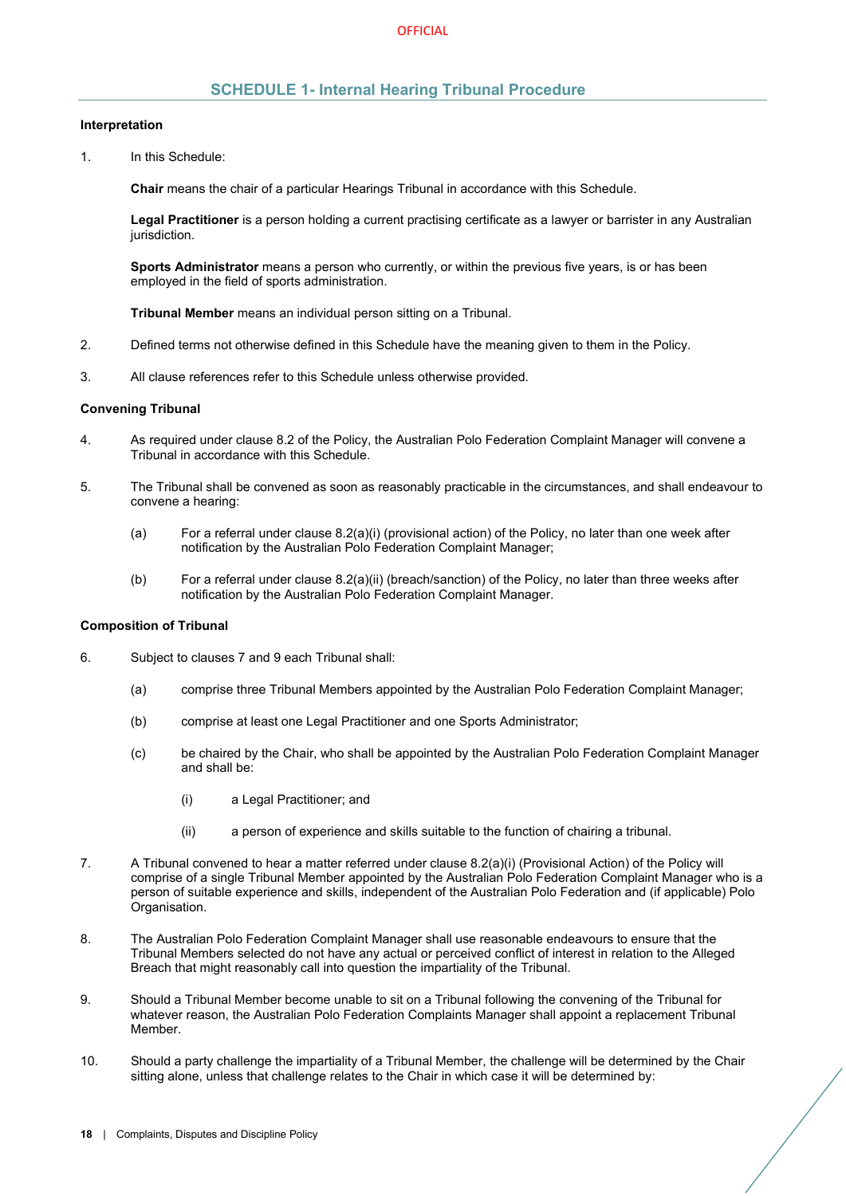## SCHEDULE 1- Internal Hearing Tribunal Procedure

**Interpretation**

1. In this Schedule:

   **Chair** means the chair of a particular Hearings Tribunal in accordance with this Schedule.

   **Legal Practitioner** is a person holding a current practising certificate as a lawyer or barrister in any Australian jurisdiction.

   **Sports Administrator** means a person who currently, or within the previous five years, is or has been employed in the field of sports administration.

   **Tribunal Member** means an individual person sitting on a Tribunal.

2. Defined terms not otherwise defined in this Schedule have the meaning given to them in the Policy.

3. All clause references refer to this Schedule unless otherwise provided.

**Convening Tribunal**

4. As required under clause 8.2 of the Policy, the Australian Polo Federation Complaint Manager will convene a Tribunal in accordance with this Schedule.

5. The Tribunal shall be convened as soon as reasonably practicable in the circumstances, and shall endeavour to convene a hearing:

   (a) For a referral under clause 8.2(a)(i) (provisional action) of the Policy, no later than one week after notification by the Australian Polo Federation Complaint Manager;

   (b) For a referral under clause 8.2(a)(ii) (breach/sanction) of the Policy, no later than three weeks after notification by the Australian Polo Federation Complaint Manager.

**Composition of Tribunal**

6. Subject to clauses 7 and 9 each Tribunal shall:

   (a) comprise three Tribunal Members appointed by the Australian Polo Federation Complaint Manager;

   (b) comprise at least one Legal Practitioner and one Sports Administrator;

   (c) be chaired by the Chair, who shall be appointed by the Australian Polo Federation Complaint Manager and shall be:

      (i) a Legal Practitioner; and

      (ii) a person of experience and skills suitable to the function of chairing a tribunal.

7. A Tribunal convened to hear a matter referred under clause 8.2(a)(i) (Provisional Action) of the Policy will comprise of a single Tribunal Member appointed by the Australian Polo Federation Complaint Manager who is a person of suitable experience and skills, independent of the Australian Polo Federation and (if applicable) Polo Organisation.

8. The Australian Polo Federation Complaint Manager shall use reasonable endeavours to ensure that the Tribunal Members selected do not have any actual or perceived conflict of interest in relation to the Alleged Breach that might reasonably call into question the impartiality of the Tribunal.

9. Should a Tribunal Member become unable to sit on a Tribunal following the convening of the Tribunal for whatever reason, the Australian Polo Federation Complaints Manager shall appoint a replacement Tribunal Member.

10. Should a party challenge the impartiality of a Tribunal Member, the challenge will be determined by the Chair sitting alone, unless that challenge relates to the Chair in which case it will be determined by: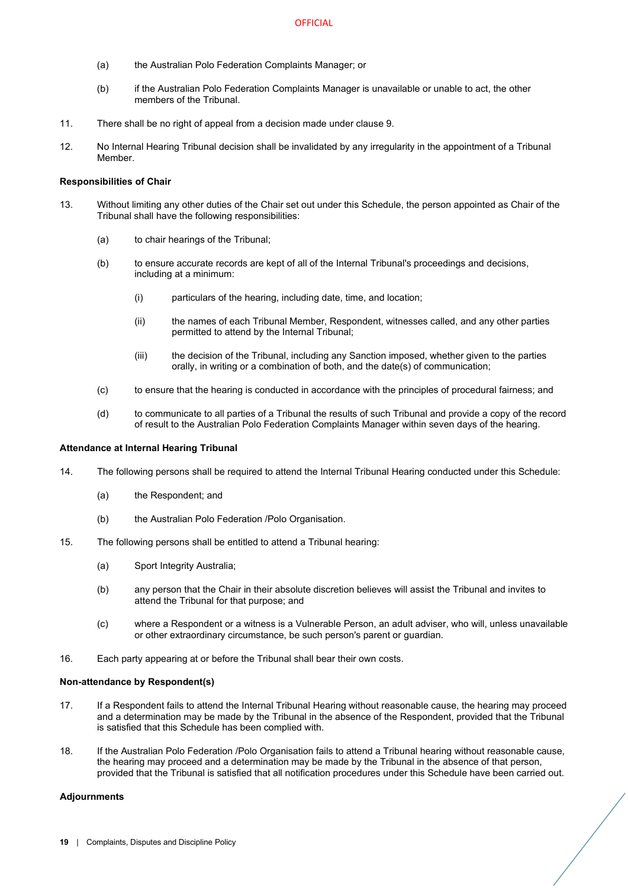(a) the Australian Polo Federation Complaints Manager; or

(b) if the Australian Polo Federation Complaints Manager is unavailable or unable to act, the other members of the Tribunal.

11. There shall be no right of appeal from a decision made under clause 9.

12. No Internal Hearing Tribunal decision shall be invalidated by any irregularity in the appointment of a Tribunal Member.

**Responsibilities of Chair**

13. Without limiting any other duties of the Chair set out under this Schedule, the person appointed as Chair of the Tribunal shall have the following responsibilities:

    (a) to chair hearings of the Tribunal;

    (b) to ensure accurate records are kept of all of the Internal Tribunal's proceedings and decisions, including at a minimum:

        (i) particulars of the hearing, including date, time, and location;

        (ii) the names of each Tribunal Member, Respondent, witnesses called, and any other parties permitted to attend by the Internal Tribunal;

        (iii) the decision of the Tribunal, including any Sanction imposed, whether given to the parties orally, in writing or a combination of both, and the date(s) of communication;

    (c) to ensure that the hearing is conducted in accordance with the principles of procedural fairness; and

    (d) to communicate to all parties of a Tribunal the results of such Tribunal and provide a copy of the record of result to the Australian Polo Federation Complaints Manager within seven days of the hearing.

**Attendance at Internal Hearing Tribunal**

14. The following persons shall be required to attend the Internal Tribunal Hearing conducted under this Schedule:

    (a) the Respondent; and

    (b) the Australian Polo Federation /Polo Organisation.

15. The following persons shall be entitled to attend a Tribunal hearing:

    (a) Sport Integrity Australia;

    (b) any person that the Chair in their absolute discretion believes will assist the Tribunal and invites to attend the Tribunal for that purpose; and

    (c) where a Respondent or a witness is a Vulnerable Person, an adult adviser, who will, unless unavailable or other extraordinary circumstance, be such person's parent or guardian.

16. Each party appearing at or before the Tribunal shall bear their own costs.

**Non-attendance by Respondent(s)**

17. If a Respondent fails to attend the Internal Tribunal Hearing without reasonable cause, the hearing may proceed and a determination may be made by the Tribunal in the absence of the Respondent, provided that the Tribunal is satisfied that this Schedule has been complied with.

18. If the Australian Polo Federation /Polo Organisation fails to attend a Tribunal hearing without reasonable cause, the hearing may proceed and a determination may be made by the Tribunal in the absence of that person, provided that the Tribunal is satisfied that all notification procedures under this Schedule have been carried out.

**Adjournments**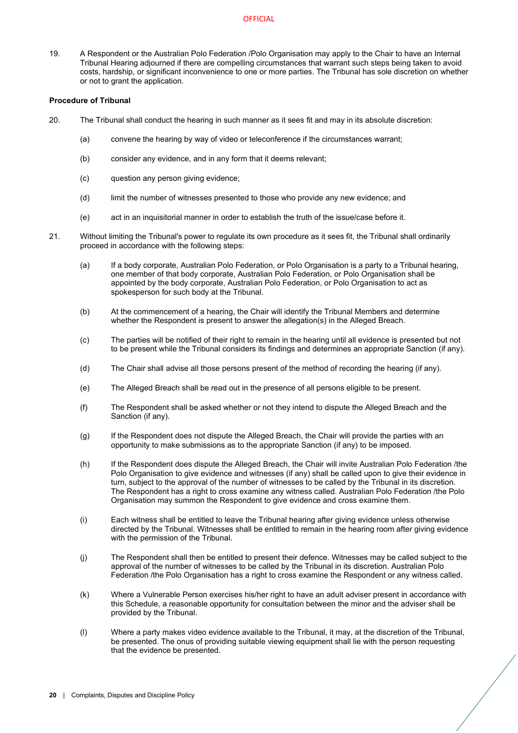19. A Respondent or the Australian Polo Federation /Polo Organisation may apply to the Chair to have an Internal Tribunal Hearing adjourned if there are compelling circumstances that warrant such steps being taken to avoid costs, hardship, or significant inconvenience to one or more parties. The Tribunal has sole discretion on whether or not to grant the application.

**Procedure of Tribunal**

20. The Tribunal shall conduct the hearing in such manner as it sees fit and may in its absolute discretion:

    (a) convene the hearing by way of video or teleconference if the circumstances warrant;

    (b) consider any evidence, and in any form that it deems relevant;

    (c) question any person giving evidence;

    (d) limit the number of witnesses presented to those who provide any new evidence; and

    (e) act in an inquisitorial manner in order to establish the truth of the issue/case before it.

21. Without limiting the Tribunal's power to regulate its own procedure as it sees fit, the Tribunal shall ordinarily proceed in accordance with the following steps:

    (a) If a body corporate, Australian Polo Federation, or Polo Organisation is a party to a Tribunal hearing, one member of that body corporate, Australian Polo Federation, or Polo Organisation shall be appointed by the body corporate, Australian Polo Federation, or Polo Organisation to act as spokesperson for such body at the Tribunal.

    (b) At the commencement of a hearing, the Chair will identify the Tribunal Members and determine whether the Respondent is present to answer the allegation(s) in the Alleged Breach.

    (c) The parties will be notified of their right to remain in the hearing until all evidence is presented but not to be present while the Tribunal considers its findings and determines an appropriate Sanction (if any).

    (d) The Chair shall advise all those persons present of the method of recording the hearing (if any).

    (e) The Alleged Breach shall be read out in the presence of all persons eligible to be present.

    (f) The Respondent shall be asked whether or not they intend to dispute the Alleged Breach and the Sanction (if any).

    (g) If the Respondent does not dispute the Alleged Breach, the Chair will provide the parties with an opportunity to make submissions as to the appropriate Sanction (if any) to be imposed.

    (h) If the Respondent does dispute the Alleged Breach, the Chair will invite Australian Polo Federation /the Polo Organisation to give evidence and witnesses (if any) shall be called upon to give their evidence in turn, subject to the approval of the number of witnesses to be called by the Tribunal in its discretion. The Respondent has a right to cross examine any witness called. Australian Polo Federation /the Polo Organisation may summon the Respondent to give evidence and cross examine them.

    (i) Each witness shall be entitled to leave the Tribunal hearing after giving evidence unless otherwise directed by the Tribunal. Witnesses shall be entitled to remain in the hearing room after giving evidence with the permission of the Tribunal.

    (j) The Respondent shall then be entitled to present their defence. Witnesses may be called subject to the approval of the number of witnesses to be called by the Tribunal in its discretion. Australian Polo Federation /the Polo Organisation has a right to cross examine the Respondent or any witness called.

    (k) Where a Vulnerable Person exercises his/her right to have an adult adviser present in accordance with this Schedule, a reasonable opportunity for consultation between the minor and the adviser shall be provided by the Tribunal.

    (l) Where a party makes video evidence available to the Tribunal, it may, at the discretion of the Tribunal, be presented. The onus of providing suitable viewing equipment shall lie with the person requesting that the evidence be presented.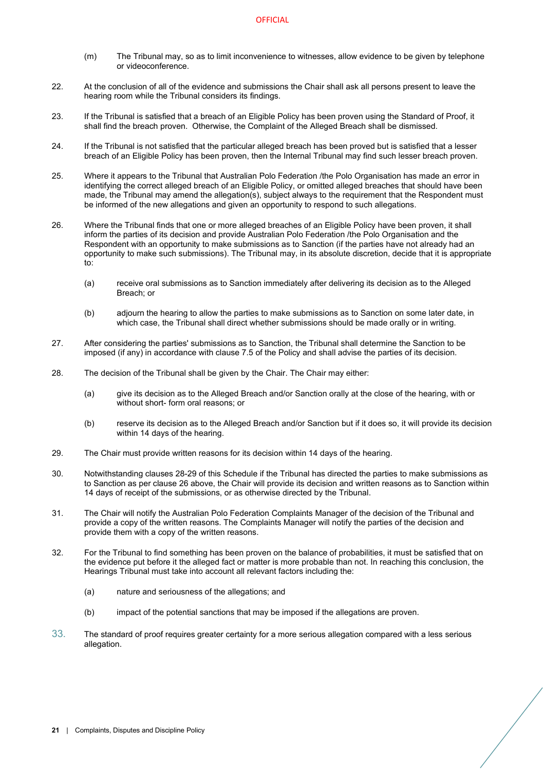(m) The Tribunal may, so as to limit inconvenience to witnesses, allow evidence to be given by telephone or videoconference.

22. At the conclusion of all of the evidence and submissions the Chair shall ask all persons present to leave the hearing room while the Tribunal considers its findings.

23. If the Tribunal is satisfied that a breach of an Eligible Policy has been proven using the Standard of Proof, it shall find the breach proven. Otherwise, the Complaint of the Alleged Breach shall be dismissed.

24. If the Tribunal is not satisfied that the particular alleged breach has been proved but is satisfied that a lesser breach of an Eligible Policy has been proven, then the Internal Tribunal may find such lesser breach proven.

25. Where it appears to the Tribunal that Australian Polo Federation /the Polo Organisation has made an error in identifying the correct alleged breach of an Eligible Policy, or omitted alleged breaches that should have been made, the Tribunal may amend the allegation(s), subject always to the requirement that the Respondent must be informed of the new allegations and given an opportunity to respond to such allegations.

26. Where the Tribunal finds that one or more alleged breaches of an Eligible Policy have been proven, it shall inform the parties of its decision and provide Australian Polo Federation /the Polo Organisation and the Respondent with an opportunity to make submissions as to Sanction (if the parties have not already had an opportunity to make such submissions). The Tribunal may, in its absolute discretion, decide that it is appropriate to:

    (a) receive oral submissions as to Sanction immediately after delivering its decision as to the Alleged Breach; or

    (b) adjourn the hearing to allow the parties to make submissions as to Sanction on some later date, in which case, the Tribunal shall direct whether submissions should be made orally or in writing.

27. After considering the parties' submissions as to Sanction, the Tribunal shall determine the Sanction to be imposed (if any) in accordance with clause 7.5 of the Policy and shall advise the parties of its decision.

28. The decision of the Tribunal shall be given by the Chair. The Chair may either:

    (a) give its decision as to the Alleged Breach and/or Sanction orally at the close of the hearing, with or without short- form oral reasons; or

    (b) reserve its decision as to the Alleged Breach and/or Sanction but if it does so, it will provide its decision within 14 days of the hearing.

29. The Chair must provide written reasons for its decision within 14 days of the hearing.

30. Notwithstanding clauses 28-29 of this Schedule if the Tribunal has directed the parties to make submissions as to Sanction as per clause 26 above, the Chair will provide its decision and written reasons as to Sanction within 14 days of receipt of the submissions, or as otherwise directed by the Tribunal.

31. The Chair will notify the Australian Polo Federation Complaints Manager of the decision of the Tribunal and provide a copy of the written reasons. The Complaints Manager will notify the parties of the decision and provide them with a copy of the written reasons.

32. For the Tribunal to find something has been proven on the balance of probabilities, it must be satisfied that on the evidence put before it the alleged fact or matter is more probable than not. In reaching this conclusion, the Hearings Tribunal must take into account all relevant factors including the:

    (a) nature and seriousness of the allegations; and

    (b) impact of the potential sanctions that may be imposed if the allegations are proven.

33. The standard of proof requires greater certainty for a more serious allegation compared with a less serious allegation.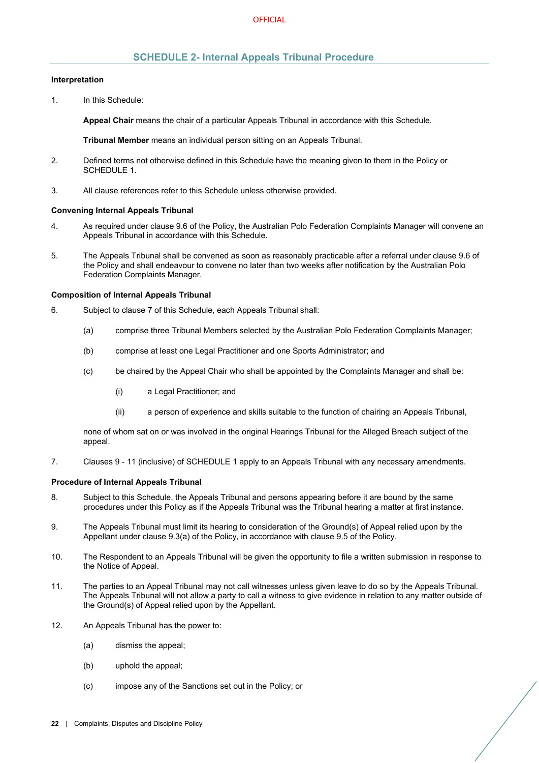## SCHEDULE 2- Internal Appeals Tribunal Procedure

**Interpretation**

1. In this Schedule:

   **Appeal Chair** means the chair of a particular Appeals Tribunal in accordance with this Schedule.

   **Tribunal Member** means an individual person sitting on an Appeals Tribunal.

2. Defined terms not otherwise defined in this Schedule have the meaning given to them in the Policy or SCHEDULE 1.

3. All clause references refer to this Schedule unless otherwise provided.

**Convening Internal Appeals Tribunal**

4. As required under clause 9.6 of the Policy, the Australian Polo Federation Complaints Manager will convene an Appeals Tribunal in accordance with this Schedule.

5. The Appeals Tribunal shall be convened as soon as reasonably practicable after a referral under clause 9.6 of the Policy and shall endeavour to convene no later than two weeks after notification by the Australian Polo Federation Complaints Manager.

**Composition of Internal Appeals Tribunal**

6. Subject to clause 7 of this Schedule, each Appeals Tribunal shall:

   (a) comprise three Tribunal Members selected by the Australian Polo Federation Complaints Manager;

   (b) comprise at least one Legal Practitioner and one Sports Administrator; and

   (c) be chaired by the Appeal Chair who shall be appointed by the Complaints Manager and shall be:

      (i) a Legal Practitioner; and

      (ii) a person of experience and skills suitable to the function of chairing an Appeals Tribunal,

   none of whom sat on or was involved in the original Hearings Tribunal for the Alleged Breach subject of the appeal.

7. Clauses 9 - 11 (inclusive) of SCHEDULE 1 apply to an Appeals Tribunal with any necessary amendments.

**Procedure of Internal Appeals Tribunal**

8. Subject to this Schedule, the Appeals Tribunal and persons appearing before it are bound by the same procedures under this Policy as if the Appeals Tribunal was the Tribunal hearing a matter at first instance.

9. The Appeals Tribunal must limit its hearing to consideration of the Ground(s) of Appeal relied upon by the Appellant under clause 9.3(a) of the Policy, in accordance with clause 9.5 of the Policy.

10. The Respondent to an Appeals Tribunal will be given the opportunity to file a written submission in response to the Notice of Appeal.

11. The parties to an Appeal Tribunal may not call witnesses unless given leave to do so by the Appeals Tribunal. The Appeals Tribunal will not allow a party to call a witness to give evidence in relation to any matter outside of the Ground(s) of Appeal relied upon by the Appellant.

12. An Appeals Tribunal has the power to:

   (a) dismiss the appeal;

   (b) uphold the appeal;

   (c) impose any of the Sanctions set out in the Policy; or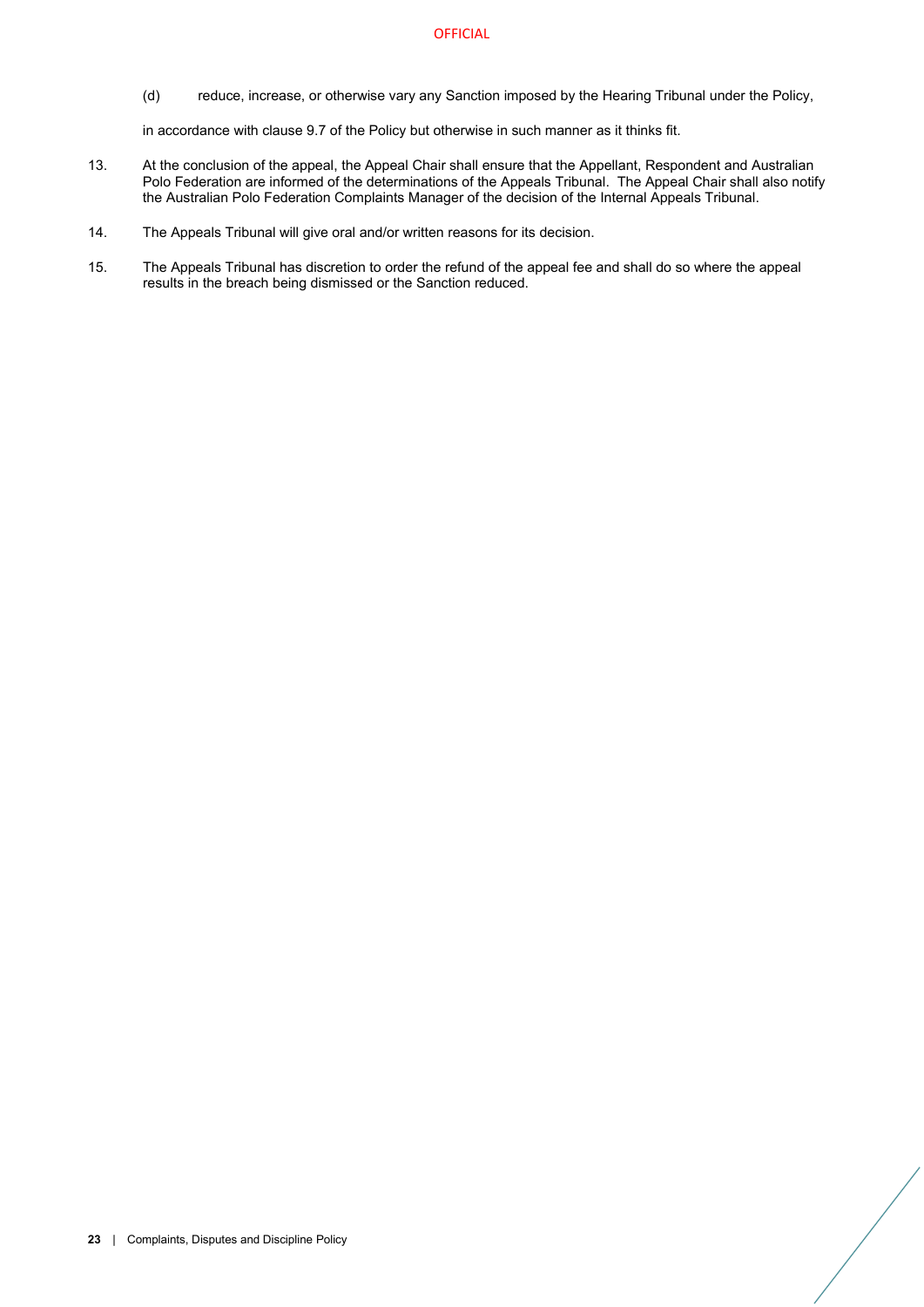(d) reduce, increase, or otherwise vary any Sanction imposed by the Hearing Tribunal under the Policy,

in accordance with clause 9.7 of the Policy but otherwise in such manner as it thinks fit.

13. At the conclusion of the appeal, the Appeal Chair shall ensure that the Appellant, Respondent and Australian Polo Federation are informed of the determinations of the Appeals Tribunal. The Appeal Chair shall also notify the Australian Polo Federation Complaints Manager of the decision of the Internal Appeals Tribunal.

14. The Appeals Tribunal will give oral and/or written reasons for its decision.

15. The Appeals Tribunal has discretion to order the refund of the appeal fee and shall do so where the appeal results in the breach being dismissed or the Sanction reduced.